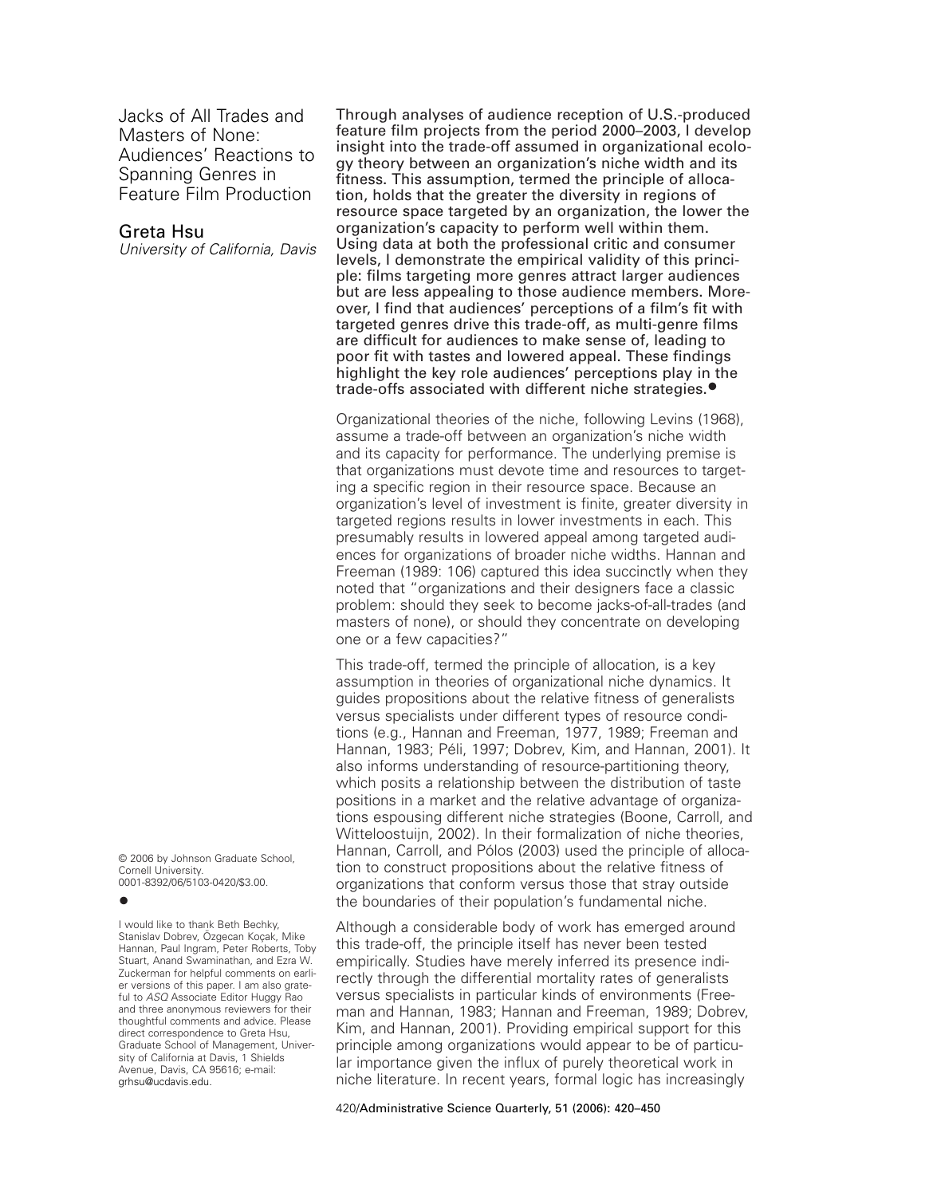# Jacks of All Trades and Masters of None: Audiences' Reactions to Spanning Genres in Feature Film Production

**Greta Hsu**
*University of California, Davis*

**Through analyses of audience reception of U.S.-produced feature film projects from the period 2000–2003, I develop insight into the trade-off assumed in organizational ecology theory between an organization's niche width and its fitness. This assumption, termed the principle of allocation, holds that the greater the diversity in regions of resource space targeted by an organization, the lower the organization's capacity to perform well within them. Using data at both the professional critic and consumer levels, I demonstrate the empirical validity of this principle: films targeting more genres attract larger audiences but are less appealing to those audience members. Moreover, I find that audiences' perceptions of a film's fit with targeted genres drive this trade-off, as multi-genre films are difficult for audiences to make sense of, leading to poor fit with tastes and lowered appeal. These findings highlight the key role audiences' perceptions play in the trade-offs associated with different niche strategies.•**

Organizational theories of the niche, following Levins (1968), assume a trade-off between an organization's niche width and its capacity for performance. The underlying premise is that organizations must devote time and resources to targeting a specific region in their resource space. Because an organization's level of investment is finite, greater diversity in targeted regions results in lower investments in each. This presumably results in lowered appeal among targeted audiences for organizations of broader niche widths. Hannan and Freeman (1989: 106) captured this idea succinctly when they noted that "organizations and their designers face a classic problem: should they seek to become jacks-of-all-trades (and masters of none), or should they concentrate on developing one or a few capacities?"

This trade-off, termed the principle of allocation, is a key assumption in theories of organizational niche dynamics. It guides propositions about the relative fitness of generalists versus specialists under different types of resource conditions (e.g., Hannan and Freeman, 1977, 1989; Freeman and Hannan, 1983; Péli, 1997; Dobrev, Kim, and Hannan, 2001). It also informs understanding of resource-partitioning theory, which posits a relationship between the distribution of taste positions in a market and the relative advantage of organizations espousing different niche strategies (Boone, Carroll, and Witteloostuijn, 2002). In their formalization of niche theories, Hannan, Carroll, and Pólos (2003) used the principle of allocation to construct propositions about the relative fitness of organizations that conform versus those that stray outside the boundaries of their population's fundamental niche.

Although a considerable body of work has emerged around this trade-off, the principle itself has never been tested empirically. Studies have merely inferred its presence indirectly through the differential mortality rates of generalists versus specialists in particular kinds of environments (Freeman and Hannan, 1983; Hannan and Freeman, 1989; Dobrev, Kim, and Hannan, 2001). Providing empirical support for this principle among organizations would appear to be of particular importance given the influx of purely theoretical work in niche literature. In recent years, formal logic has increasingly

© 2006 by Johnson Graduate School, Cornell University.
0001-8392/06/5103-0420/$3.00.

•

I would like to thank Beth Bechky, Stanislav Dobrev, Özgecan Koçak, Mike Hannan, Paul Ingram, Peter Roberts, Toby Stuart, Anand Swaminathan, and Ezra W. Zuckerman for helpful comments on earlier versions of this paper. I am also grateful to *ASQ* Associate Editor Huggy Rao and three anonymous reviewers for their thoughtful comments and advice. Please direct correspondence to Greta Hsu, Graduate School of Management, University of California at Davis, 1 Shields Avenue, Davis, CA 95616; e-mail: grhsu@ucdavis.edu.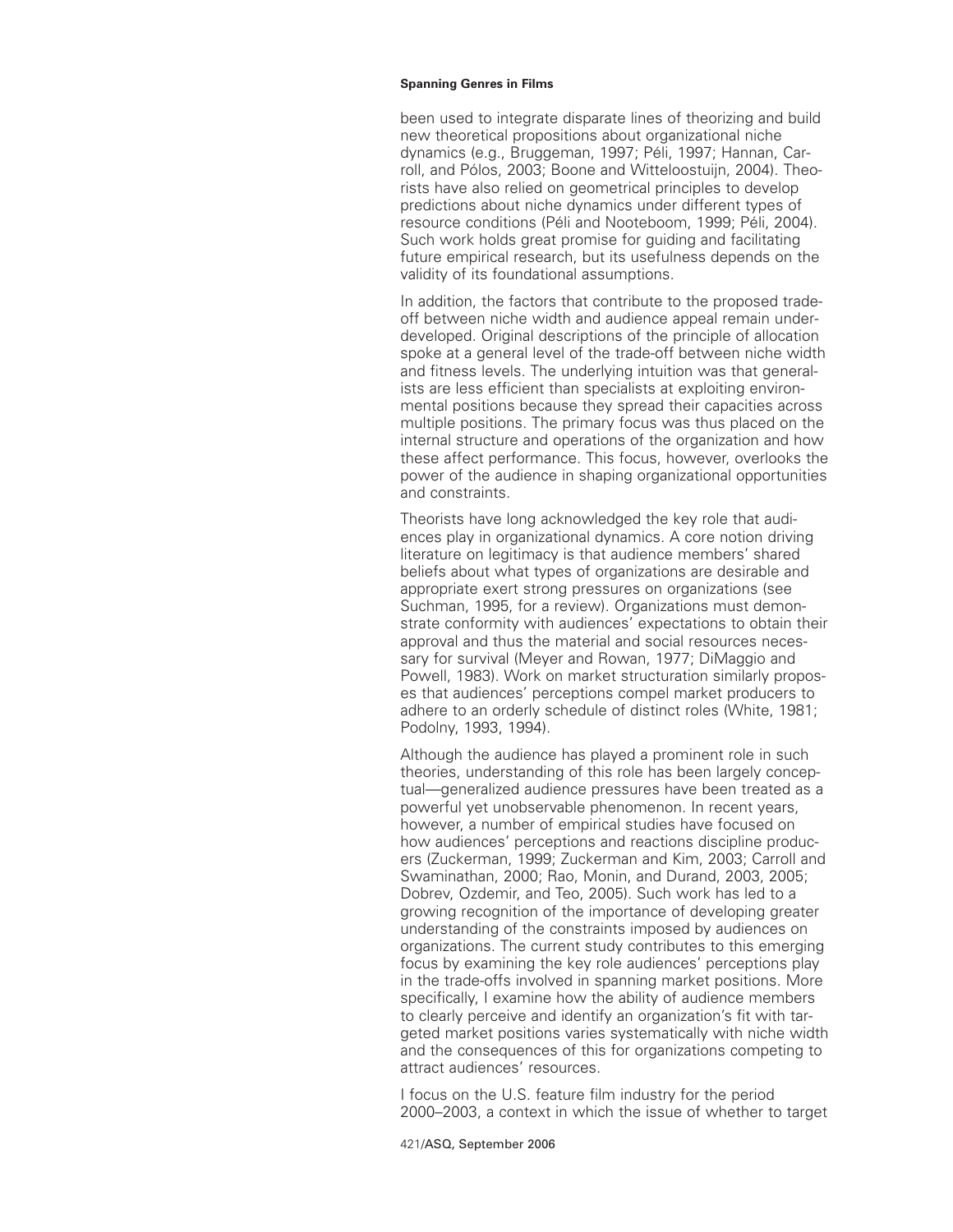been used to integrate disparate lines of theorizing and build new theoretical propositions about organizational niche dynamics (e.g., Bruggeman, 1997; Péli, 1997; Hannan, Carroll, and Pólos, 2003; Boone and Witteloostuijn, 2004). Theorists have also relied on geometrical principles to develop predictions about niche dynamics under different types of resource conditions (Péli and Nooteboom, 1999; Péli, 2004). Such work holds great promise for guiding and facilitating future empirical research, but its usefulness depends on the validity of its foundational assumptions.

In addition, the factors that contribute to the proposed trade-off between niche width and audience appeal remain underdeveloped. Original descriptions of the principle of allocation spoke at a general level of the trade-off between niche width and fitness levels. The underlying intuition was that generalists are less efficient than specialists at exploiting environmental positions because they spread their capacities across multiple positions. The primary focus was thus placed on the internal structure and operations of the organization and how these affect performance. This focus, however, overlooks the power of the audience in shaping organizational opportunities and constraints.

Theorists have long acknowledged the key role that audiences play in organizational dynamics. A core notion driving literature on legitimacy is that audience members' shared beliefs about what types of organizations are desirable and appropriate exert strong pressures on organizations (see Suchman, 1995, for a review). Organizations must demonstrate conformity with audiences' expectations to obtain their approval and thus the material and social resources necessary for survival (Meyer and Rowan, 1977; DiMaggio and Powell, 1983). Work on market structuration similarly proposes that audiences' perceptions compel market producers to adhere to an orderly schedule of distinct roles (White, 1981; Podolny, 1993, 1994).

Although the audience has played a prominent role in such theories, understanding of this role has been largely conceptual—generalized audience pressures have been treated as a powerful yet unobservable phenomenon. In recent years, however, a number of empirical studies have focused on how audiences' perceptions and reactions discipline producers (Zuckerman, 1999; Zuckerman and Kim, 2003; Carroll and Swaminathan, 2000; Rao, Monin, and Durand, 2003, 2005; Dobrev, Ozdemir, and Teo, 2005). Such work has led to a growing recognition of the importance of developing greater understanding of the constraints imposed by audiences on organizations. The current study contributes to this emerging focus by examining the key role audiences' perceptions play in the trade-offs involved in spanning market positions. More specifically, I examine how the ability of audience members to clearly perceive and identify an organization's fit with targeted market positions varies systematically with niche width and the consequences of this for organizations competing to attract audiences' resources.

I focus on the U.S. feature film industry for the period 2000–2003, a context in which the issue of whether to target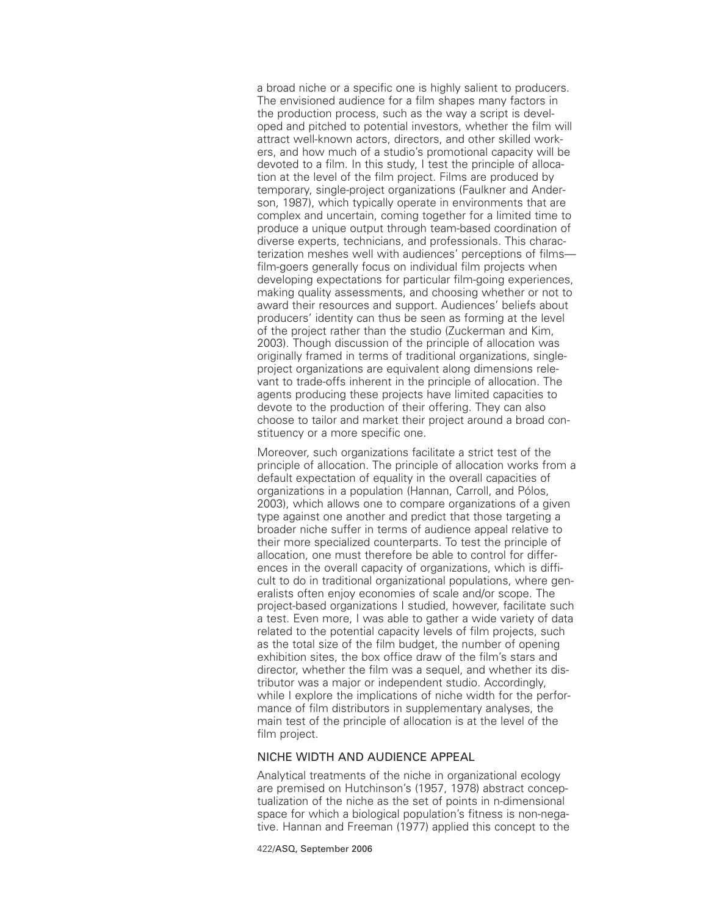a broad niche or a specific one is highly salient to producers. The envisioned audience for a film shapes many factors in the production process, such as the way a script is developed and pitched to potential investors, whether the film will attract well-known actors, directors, and other skilled workers, and how much of a studio's promotional capacity will be devoted to a film. In this study, I test the principle of allocation at the level of the film project. Films are produced by temporary, single-project organizations (Faulkner and Anderson, 1987), which typically operate in environments that are complex and uncertain, coming together for a limited time to produce a unique output through team-based coordination of diverse experts, technicians, and professionals. This characterization meshes well with audiences' perceptions of films—film-goers generally focus on individual film projects when developing expectations for particular film-going experiences, making quality assessments, and choosing whether or not to award their resources and support. Audiences' beliefs about producers' identity can thus be seen as forming at the level of the project rather than the studio (Zuckerman and Kim, 2003). Though discussion of the principle of allocation was originally framed in terms of traditional organizations, single-project organizations are equivalent along dimensions relevant to trade-offs inherent in the principle of allocation. The agents producing these projects have limited capacities to devote to the production of their offering. They can also choose to tailor and market their project around a broad constituency or a more specific one.

Moreover, such organizations facilitate a strict test of the principle of allocation. The principle of allocation works from a default expectation of equality in the overall capacities of organizations in a population (Hannan, Carroll, and Pólos, 2003), which allows one to compare organizations of a given type against one another and predict that those targeting a broader niche suffer in terms of audience appeal relative to their more specialized counterparts. To test the principle of allocation, one must therefore be able to control for differences in the overall capacity of organizations, which is difficult to do in traditional organizational populations, where generalists often enjoy economies of scale and/or scope. The project-based organizations I studied, however, facilitate such a test. Even more, I was able to gather a wide variety of data related to the potential capacity levels of film projects, such as the total size of the film budget, the number of opening exhibition sites, the box office draw of the film's stars and director, whether the film was a sequel, and whether its distributor was a major or independent studio. Accordingly, while I explore the implications of niche width for the performance of film distributors in supplementary analyses, the main test of the principle of allocation is at the level of the film project.

## NICHE WIDTH AND AUDIENCE APPEAL

Analytical treatments of the niche in organizational ecology are premised on Hutchinson's (1957, 1978) abstract conceptualization of the niche as the set of points in n-dimensional space for which a biological population's fitness is non-negative. Hannan and Freeman (1977) applied this concept to the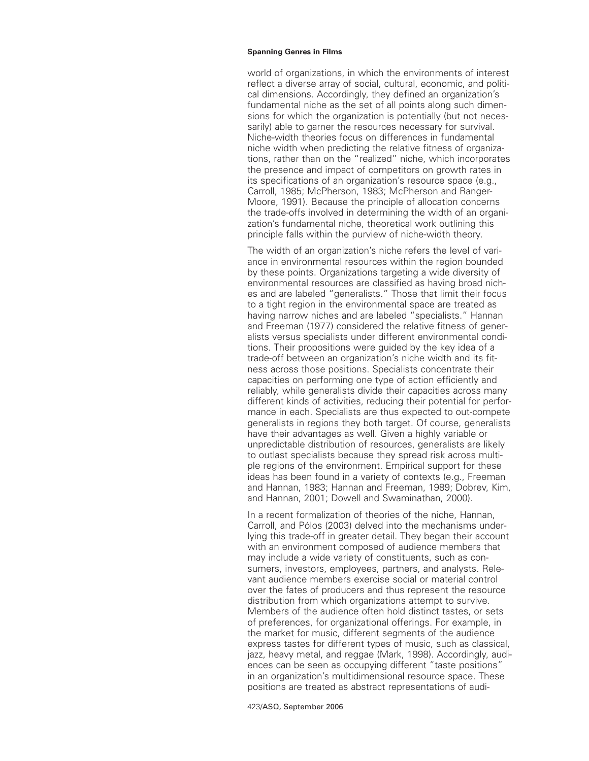world of organizations, in which the environments of interest reflect a diverse array of social, cultural, economic, and political dimensions. Accordingly, they defined an organization's fundamental niche as the set of all points along such dimensions for which the organization is potentially (but not necessarily) able to garner the resources necessary for survival. Niche-width theories focus on differences in fundamental niche width when predicting the relative fitness of organizations, rather than on the "realized" niche, which incorporates the presence and impact of competitors on growth rates in its specifications of an organization's resource space (e.g., Carroll, 1985; McPherson, 1983; McPherson and Ranger-Moore, 1991). Because the principle of allocation concerns the trade-offs involved in determining the width of an organization's fundamental niche, theoretical work outlining this principle falls within the purview of niche-width theory.

The width of an organization's niche refers the level of variance in environmental resources within the region bounded by these points. Organizations targeting a wide diversity of environmental resources are classified as having broad niches and are labeled "generalists." Those that limit their focus to a tight region in the environmental space are treated as having narrow niches and are labeled "specialists." Hannan and Freeman (1977) considered the relative fitness of generalists versus specialists under different environmental conditions. Their propositions were guided by the key idea of a trade-off between an organization's niche width and its fitness across those positions. Specialists concentrate their capacities on performing one type of action efficiently and reliably, while generalists divide their capacities across many different kinds of activities, reducing their potential for performance in each. Specialists are thus expected to out-compete generalists in regions they both target. Of course, generalists have their advantages as well. Given a highly variable or unpredictable distribution of resources, generalists are likely to outlast specialists because they spread risk across multiple regions of the environment. Empirical support for these ideas has been found in a variety of contexts (e.g., Freeman and Hannan, 1983; Hannan and Freeman, 1989; Dobrev, Kim, and Hannan, 2001; Dowell and Swaminathan, 2000).

In a recent formalization of theories of the niche, Hannan, Carroll, and Pólos (2003) delved into the mechanisms underlying this trade-off in greater detail. They began their account with an environment composed of audience members that may include a wide variety of constituents, such as consumers, investors, employees, partners, and analysts. Relevant audience members exercise social or material control over the fates of producers and thus represent the resource distribution from which organizations attempt to survive. Members of the audience often hold distinct tastes, or sets of preferences, for organizational offerings. For example, in the market for music, different segments of the audience express tastes for different types of music, such as classical, jazz, heavy metal, and reggae (Mark, 1998). Accordingly, audiences can be seen as occupying different "taste positions" in an organization's multidimensional resource space. These positions are treated as abstract representations of audi-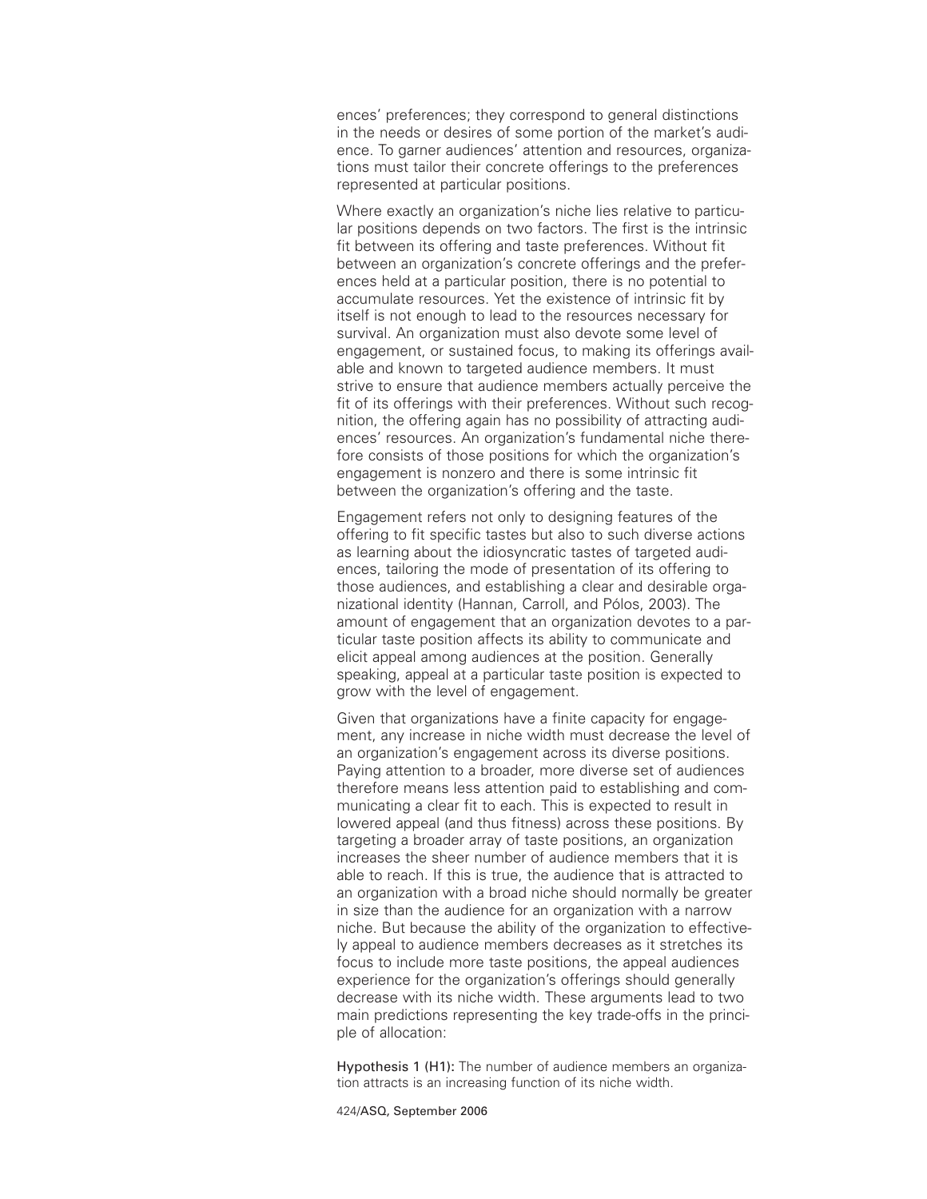ences' preferences; they correspond to general distinctions in the needs or desires of some portion of the market's audience. To garner audiences' attention and resources, organizations must tailor their concrete offerings to the preferences represented at particular positions.

Where exactly an organization's niche lies relative to particular positions depends on two factors. The first is the intrinsic fit between its offering and taste preferences. Without fit between an organization's concrete offerings and the preferences held at a particular position, there is no potential to accumulate resources. Yet the existence of intrinsic fit by itself is not enough to lead to the resources necessary for survival. An organization must also devote some level of engagement, or sustained focus, to making its offerings available and known to targeted audience members. It must strive to ensure that audience members actually perceive the fit of its offerings with their preferences. Without such recognition, the offering again has no possibility of attracting audiences' resources. An organization's fundamental niche therefore consists of those positions for which the organization's engagement is nonzero and there is some intrinsic fit between the organization's offering and the taste.

Engagement refers not only to designing features of the offering to fit specific tastes but also to such diverse actions as learning about the idiosyncratic tastes of targeted audiences, tailoring the mode of presentation of its offering to those audiences, and establishing a clear and desirable organizational identity (Hannan, Carroll, and Pólos, 2003). The amount of engagement that an organization devotes to a particular taste position affects its ability to communicate and elicit appeal among audiences at the position. Generally speaking, appeal at a particular taste position is expected to grow with the level of engagement.

Given that organizations have a finite capacity for engagement, any increase in niche width must decrease the level of an organization's engagement across its diverse positions. Paying attention to a broader, more diverse set of audiences therefore means less attention paid to establishing and communicating a clear fit to each. This is expected to result in lowered appeal (and thus fitness) across these positions. By targeting a broader array of taste positions, an organization increases the sheer number of audience members that it is able to reach. If this is true, the audience that is attracted to an organization with a broad niche should normally be greater in size than the audience for an organization with a narrow niche. But because the ability of the organization to effectively appeal to audience members decreases as it stretches its focus to include more taste positions, the appeal audiences experience for the organization's offerings should generally decrease with its niche width. These arguments lead to two main predictions representing the key trade-offs in the principle of allocation:

**Hypothesis 1 (H1):** The number of audience members an organization attracts is an increasing function of its niche width.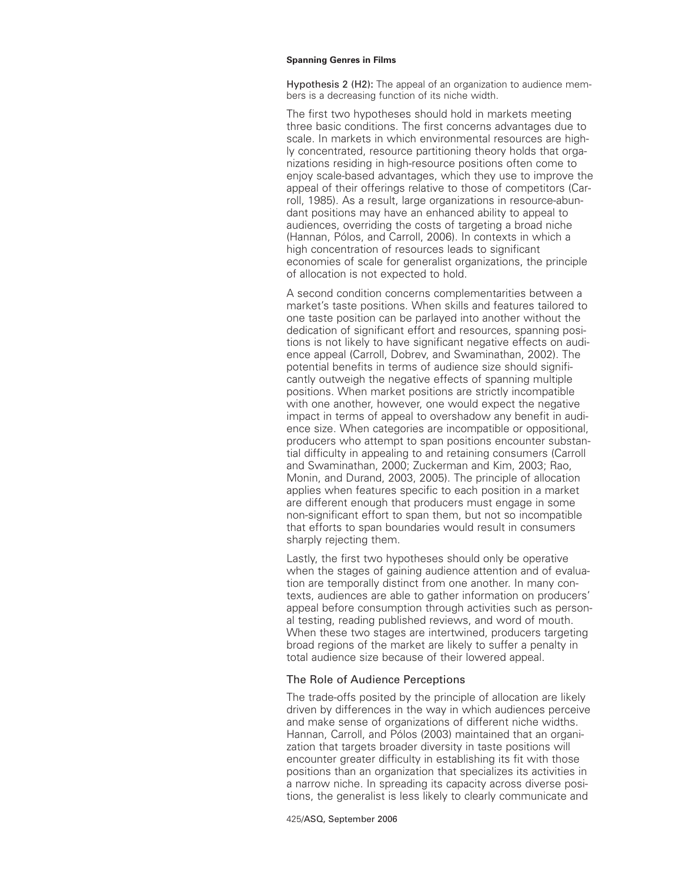Hypothesis 2 (H2): The appeal of an organization to audience members is a decreasing function of its niche width.

The first two hypotheses should hold in markets meeting three basic conditions. The first concerns advantages due to scale. In markets in which environmental resources are highly concentrated, resource partitioning theory holds that organizations residing in high-resource positions often come to enjoy scale-based advantages, which they use to improve the appeal of their offerings relative to those of competitors (Carroll, 1985). As a result, large organizations in resource-abundant positions may have an enhanced ability to appeal to audiences, overriding the costs of targeting a broad niche (Hannan, Pólos, and Carroll, 2006). In contexts in which a high concentration of resources leads to significant economies of scale for generalist organizations, the principle of allocation is not expected to hold.

A second condition concerns complementarities between a market's taste positions. When skills and features tailored to one taste position can be parlayed into another without the dedication of significant effort and resources, spanning positions is not likely to have significant negative effects on audience appeal (Carroll, Dobrev, and Swaminathan, 2002). The potential benefits in terms of audience size should significantly outweigh the negative effects of spanning multiple positions. When market positions are strictly incompatible with one another, however, one would expect the negative impact in terms of appeal to overshadow any benefit in audience size. When categories are incompatible or oppositional, producers who attempt to span positions encounter substantial difficulty in appealing to and retaining consumers (Carroll and Swaminathan, 2000; Zuckerman and Kim, 2003; Rao, Monin, and Durand, 2003, 2005). The principle of allocation applies when features specific to each position in a market are different enough that producers must engage in some non-significant effort to span them, but not so incompatible that efforts to span boundaries would result in consumers sharply rejecting them.

Lastly, the first two hypotheses should only be operative when the stages of gaining audience attention and of evaluation are temporally distinct from one another. In many contexts, audiences are able to gather information on producers' appeal before consumption through activities such as personal testing, reading published reviews, and word of mouth. When these two stages are intertwined, producers targeting broad regions of the market are likely to suffer a penalty in total audience size because of their lowered appeal.

## The Role of Audience Perceptions

The trade-offs posited by the principle of allocation are likely driven by differences in the way in which audiences perceive and make sense of organizations of different niche widths. Hannan, Carroll, and Pólos (2003) maintained that an organization that targets broader diversity in taste positions will encounter greater difficulty in establishing its fit with those positions than an organization that specializes its activities in a narrow niche. In spreading its capacity across diverse positions, the generalist is less likely to clearly communicate and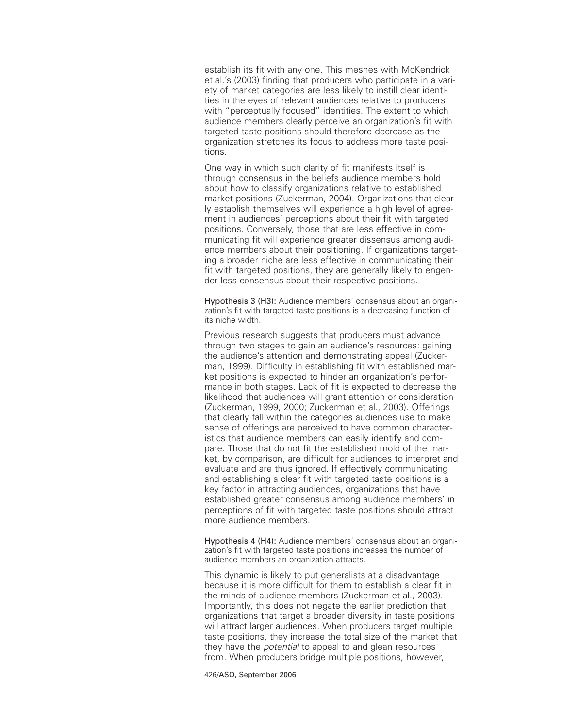establish its fit with any one. This meshes with McKendrick et al.'s (2003) finding that producers who participate in a variety of market categories are less likely to instill clear identities in the eyes of relevant audiences relative to producers with "perceptually focused" identities. The extent to which audience members clearly perceive an organization's fit with targeted taste positions should therefore decrease as the organization stretches its focus to address more taste positions.

One way in which such clarity of fit manifests itself is through consensus in the beliefs audience members hold about how to classify organizations relative to established market positions (Zuckerman, 2004). Organizations that clearly establish themselves will experience a high level of agreement in audiences' perceptions about their fit with targeted positions. Conversely, those that are less effective in communicating fit will experience greater dissensus among audience members about their positioning. If organizations targeting a broader niche are less effective in communicating their fit with targeted positions, they are generally likely to engender less consensus about their respective positions.

**Hypothesis 3 (H3):** Audience members' consensus about an organization's fit with targeted taste positions is a decreasing function of its niche width.

Previous research suggests that producers must advance through two stages to gain an audience's resources: gaining the audience's attention and demonstrating appeal (Zuckerman, 1999). Difficulty in establishing fit with established market positions is expected to hinder an organization's performance in both stages. Lack of fit is expected to decrease the likelihood that audiences will grant attention or consideration (Zuckerman, 1999, 2000; Zuckerman et al., 2003). Offerings that clearly fall within the categories audiences use to make sense of offerings are perceived to have common characteristics that audience members can easily identify and compare. Those that do not fit the established mold of the market, by comparison, are difficult for audiences to interpret and evaluate and are thus ignored. If effectively communicating and establishing a clear fit with targeted taste positions is a key factor in attracting audiences, organizations that have established greater consensus among audience members' in perceptions of fit with targeted taste positions should attract more audience members.

**Hypothesis 4 (H4):** Audience members' consensus about an organization's fit with targeted taste positions increases the number of audience members an organization attracts.

This dynamic is likely to put generalists at a disadvantage because it is more difficult for them to establish a clear fit in the minds of audience members (Zuckerman et al., 2003). Importantly, this does not negate the earlier prediction that organizations that target a broader diversity in taste positions will attract larger audiences. When producers target multiple taste positions, they increase the total size of the market that they have the *potential* to appeal to and glean resources from. When producers bridge multiple positions, however,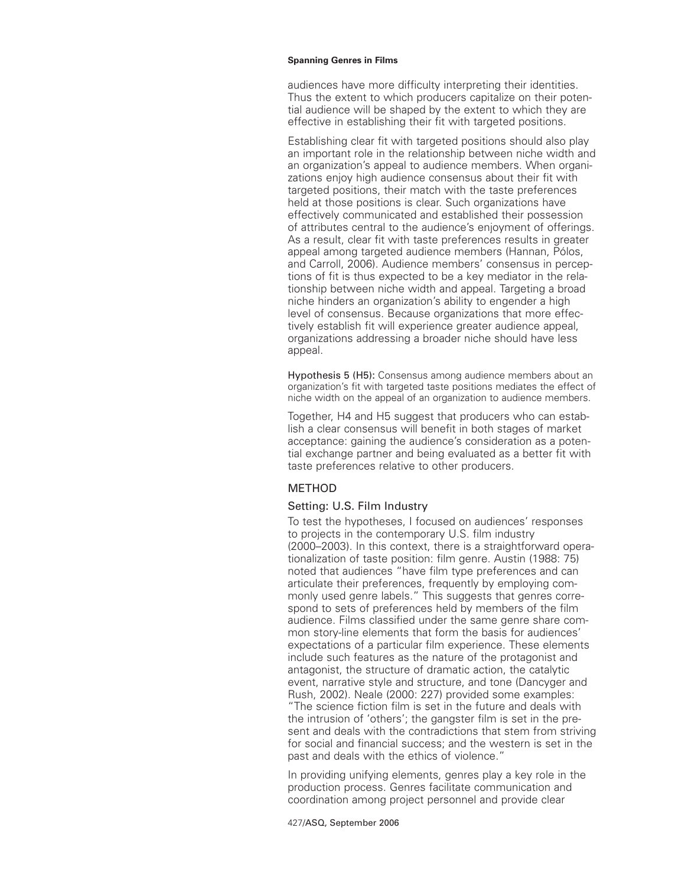audiences have more difficulty interpreting their identities. Thus the extent to which producers capitalize on their potential audience will be shaped by the extent to which they are effective in establishing their fit with targeted positions.

Establishing clear fit with targeted positions should also play an important role in the relationship between niche width and an organization's appeal to audience members. When organizations enjoy high audience consensus about their fit with targeted positions, their match with the taste preferences held at those positions is clear. Such organizations have effectively communicated and established their possession of attributes central to the audience's enjoyment of offerings. As a result, clear fit with taste preferences results in greater appeal among targeted audience members (Hannan, Pólos, and Carroll, 2006). Audience members' consensus in perceptions of fit is thus expected to be a key mediator in the relationship between niche width and appeal. Targeting a broad niche hinders an organization's ability to engender a high level of consensus. Because organizations that more effectively establish fit will experience greater audience appeal, organizations addressing a broader niche should have less appeal.

**Hypothesis 5 (H5):** Consensus among audience members about an organization's fit with targeted taste positions mediates the effect of niche width on the appeal of an organization to audience members.

Together, H4 and H5 suggest that producers who can establish a clear consensus will benefit in both stages of market acceptance: gaining the audience's consideration as a potential exchange partner and being evaluated as a better fit with taste preferences relative to other producers.

## METHOD

### Setting: U.S. Film Industry

To test the hypotheses, I focused on audiences' responses to projects in the contemporary U.S. film industry (2000–2003). In this context, there is a straightforward operationalization of taste position: film genre. Austin (1988: 75) noted that audiences "have film type preferences and can articulate their preferences, frequently by employing commonly used genre labels." This suggests that genres correspond to sets of preferences held by members of the film audience. Films classified under the same genre share common story-line elements that form the basis for audiences' expectations of a particular film experience. These elements include such features as the nature of the protagonist and antagonist, the structure of dramatic action, the catalytic event, narrative style and structure, and tone (Dancyger and Rush, 2002). Neale (2000: 227) provided some examples: "The science fiction film is set in the future and deals with the intrusion of 'others'; the gangster film is set in the present and deals with the contradictions that stem from striving for social and financial success; and the western is set in the past and deals with the ethics of violence."

In providing unifying elements, genres play a key role in the production process. Genres facilitate communication and coordination among project personnel and provide clear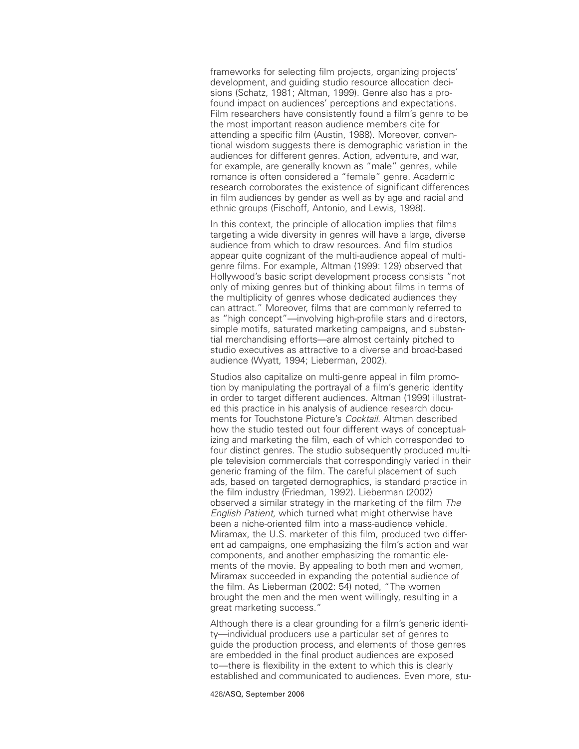frameworks for selecting film projects, organizing projects' development, and guiding studio resource allocation decisions (Schatz, 1981; Altman, 1999). Genre also has a profound impact on audiences' perceptions and expectations. Film researchers have consistently found a film's genre to be the most important reason audience members cite for attending a specific film (Austin, 1988). Moreover, conventional wisdom suggests there is demographic variation in the audiences for different genres. Action, adventure, and war, for example, are generally known as "male" genres, while romance is often considered a "female" genre. Academic research corroborates the existence of significant differences in film audiences by gender as well as by age and racial and ethnic groups (Fischoff, Antonio, and Lewis, 1998).

In this context, the principle of allocation implies that films targeting a wide diversity in genres will have a large, diverse audience from which to draw resources. And film studios appear quite cognizant of the multi-audience appeal of multi-genre films. For example, Altman (1999: 129) observed that Hollywood's basic script development process consists "not only of mixing genres but of thinking about films in terms of the multiplicity of genres whose dedicated audiences they can attract." Moreover, films that are commonly referred to as "high concept"—involving high-profile stars and directors, simple motifs, saturated marketing campaigns, and substantial merchandising efforts—are almost certainly pitched to studio executives as attractive to a diverse and broad-based audience (Wyatt, 1994; Lieberman, 2002).

Studios also capitalize on multi-genre appeal in film promotion by manipulating the portrayal of a film's generic identity in order to target different audiences. Altman (1999) illustrated this practice in his analysis of audience research documents for Touchstone Picture's *Cocktail.* Altman described how the studio tested out four different ways of conceptualizing and marketing the film, each of which corresponded to four distinct genres. The studio subsequently produced multiple television commercials that correspondingly varied in their generic framing of the film. The careful placement of such ads, based on targeted demographics, is standard practice in the film industry (Friedman, 1992). Lieberman (2002) observed a similar strategy in the marketing of the film *The English Patient,* which turned what might otherwise have been a niche-oriented film into a mass-audience vehicle. Miramax, the U.S. marketer of this film, produced two different ad campaigns, one emphasizing the film's action and war components, and another emphasizing the romantic elements of the movie. By appealing to both men and women, Miramax succeeded in expanding the potential audience of the film. As Lieberman (2002: 54) noted, "The women brought the men and the men went willingly, resulting in a great marketing success."

Although there is a clear grounding for a film's generic identity—individual producers use a particular set of genres to guide the production process, and elements of those genres are embedded in the final product audiences are exposed to—there is flexibility in the extent to which this is clearly established and communicated to audiences. Even more, stu-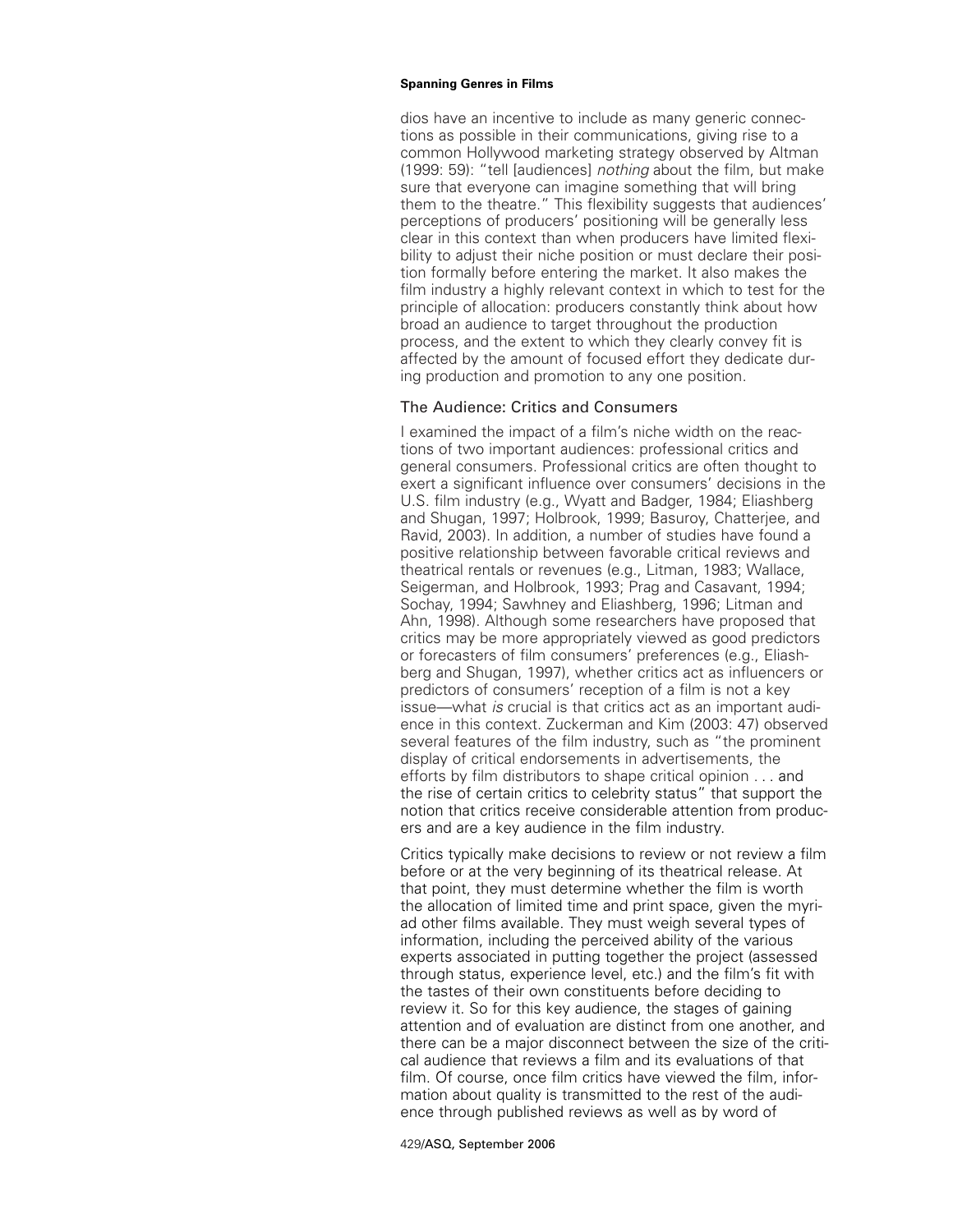dios have an incentive to include as many generic connections as possible in their communications, giving rise to a common Hollywood marketing strategy observed by Altman (1999: 59): "tell [audiences] *nothing* about the film, but make sure that everyone can imagine something that will bring them to the theatre." This flexibility suggests that audiences' perceptions of producers' positioning will be generally less clear in this context than when producers have limited flexibility to adjust their niche position or must declare their position formally before entering the market. It also makes the film industry a highly relevant context in which to test for the principle of allocation: producers constantly think about how broad an audience to target throughout the production process, and the extent to which they clearly convey fit is affected by the amount of focused effort they dedicate during production and promotion to any one position.

## The Audience: Critics and Consumers

I examined the impact of a film's niche width on the reactions of two important audiences: professional critics and general consumers. Professional critics are often thought to exert a significant influence over consumers' decisions in the U.S. film industry (e.g., Wyatt and Badger, 1984; Eliashberg and Shugan, 1997; Holbrook, 1999; Basuroy, Chatterjee, and Ravid, 2003). In addition, a number of studies have found a positive relationship between favorable critical reviews and theatrical rentals or revenues (e.g., Litman, 1983; Wallace, Seigerman, and Holbrook, 1993; Prag and Casavant, 1994; Sochay, 1994; Sawhney and Eliashberg, 1996; Litman and Ahn, 1998). Although some researchers have proposed that critics may be more appropriately viewed as good predictors or forecasters of film consumers' preferences (e.g., Eliashberg and Shugan, 1997), whether critics act as influencers or predictors of consumers' reception of a film is not a key issue—what *is* crucial is that critics act as an important audience in this context. Zuckerman and Kim (2003: 47) observed several features of the film industry, such as "the prominent display of critical endorsements in advertisements, the efforts by film distributors to shape critical opinion . . . and the rise of certain critics to celebrity status" that support the notion that critics receive considerable attention from producers and are a key audience in the film industry.

Critics typically make decisions to review or not review a film before or at the very beginning of its theatrical release. At that point, they must determine whether the film is worth the allocation of limited time and print space, given the myriad other films available. They must weigh several types of information, including the perceived ability of the various experts associated in putting together the project (assessed through status, experience level, etc.) and the film's fit with the tastes of their own constituents before deciding to review it. So for this key audience, the stages of gaining attention and of evaluation are distinct from one another, and there can be a major disconnect between the size of the critical audience that reviews a film and its evaluations of that film. Of course, once film critics have viewed the film, information about quality is transmitted to the rest of the audience through published reviews as well as by word of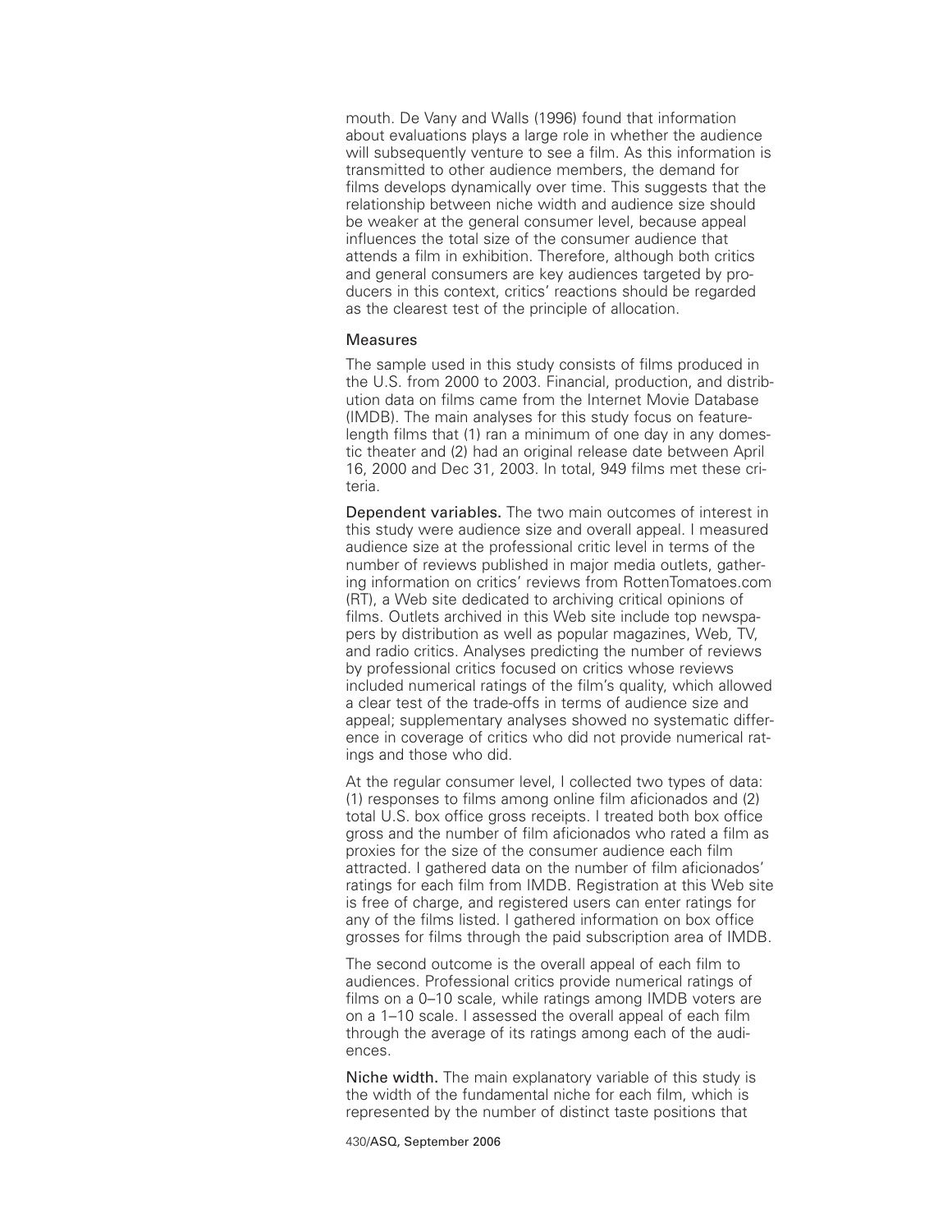mouth. De Vany and Walls (1996) found that information about evaluations plays a large role in whether the audience will subsequently venture to see a film. As this information is transmitted to other audience members, the demand for films develops dynamically over time. This suggests that the relationship between niche width and audience size should be weaker at the general consumer level, because appeal influences the total size of the consumer audience that attends a film in exhibition. Therefore, although both critics and general consumers are key audiences targeted by producers in this context, critics' reactions should be regarded as the clearest test of the principle of allocation.

### Measures

The sample used in this study consists of films produced in the U.S. from 2000 to 2003. Financial, production, and distribution data on films came from the Internet Movie Database (IMDB). The main analyses for this study focus on feature-length films that (1) ran a minimum of one day in any domestic theater and (2) had an original release date between April 16, 2000 and Dec 31, 2003. In total, 949 films met these criteria.

**Dependent variables.** The two main outcomes of interest in this study were audience size and overall appeal. I measured audience size at the professional critic level in terms of the number of reviews published in major media outlets, gathering information on critics' reviews from RottenTomatoes.com (RT), a Web site dedicated to archiving critical opinions of films. Outlets archived in this Web site include top newspapers by distribution as well as popular magazines, Web, TV, and radio critics. Analyses predicting the number of reviews by professional critics focused on critics whose reviews included numerical ratings of the film's quality, which allowed a clear test of the trade-offs in terms of audience size and appeal; supplementary analyses showed no systematic difference in coverage of critics who did not provide numerical ratings and those who did.

At the regular consumer level, I collected two types of data: (1) responses to films among online film aficionados and (2) total U.S. box office gross receipts. I treated both box office gross and the number of film aficionados who rated a film as proxies for the size of the consumer audience each film attracted. I gathered data on the number of film aficionados' ratings for each film from IMDB. Registration at this Web site is free of charge, and registered users can enter ratings for any of the films listed. I gathered information on box office grosses for films through the paid subscription area of IMDB.

The second outcome is the overall appeal of each film to audiences. Professional critics provide numerical ratings of films on a 0–10 scale, while ratings among IMDB voters are on a 1–10 scale. I assessed the overall appeal of each film through the average of its ratings among each of the audiences.

**Niche width.** The main explanatory variable of this study is the width of the fundamental niche for each film, which is represented by the number of distinct taste positions that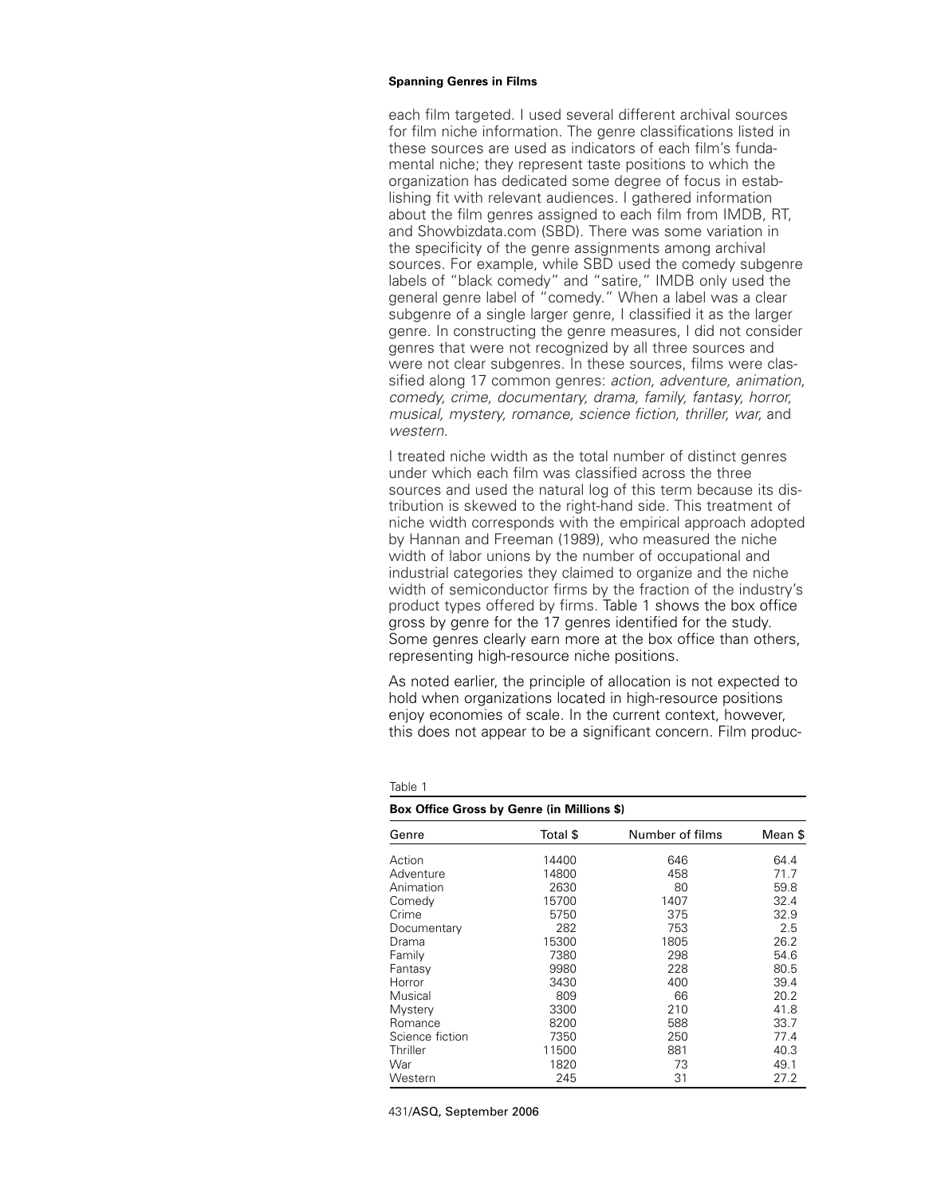each film targeted. I used several different archival sources for film niche information. The genre classifications listed in these sources are used as indicators of each film's fundamental niche; they represent taste positions to which the organization has dedicated some degree of focus in establishing fit with relevant audiences. I gathered information about the film genres assigned to each film from IMDB, RT, and Showbizdata.com (SBD). There was some variation in the specificity of the genre assignments among archival sources. For example, while SBD used the comedy subgenre labels of "black comedy" and "satire," IMDB only used the general genre label of "comedy." When a label was a clear subgenre of a single larger genre, I classified it as the larger genre. In constructing the genre measures, I did not consider genres that were not recognized by all three sources and were not clear subgenres. In these sources, films were classified along 17 common genres: *action, adventure, animation, comedy, crime, documentary, drama, family, fantasy, horror, musical, mystery, romance, science fiction, thriller, war,* and *western.*

I treated niche width as the total number of distinct genres under which each film was classified across the three sources and used the natural log of this term because its distribution is skewed to the right-hand side. This treatment of niche width corresponds with the empirical approach adopted by Hannan and Freeman (1989), who measured the niche width of labor unions by the number of occupational and industrial categories they claimed to organize and the niche width of semiconductor firms by the fraction of the industry's product types offered by firms. Table 1 shows the box office gross by genre for the 17 genres identified for the study. Some genres clearly earn more at the box office than others, representing high-resource niche positions.

As noted earlier, the principle of allocation is not expected to hold when organizations located in high-resource positions enjoy economies of scale. In the current context, however, this does not appear to be a significant concern. Film produc-

Table 1

**Box Office Gross by Genre (in Millions $)**

| Genre | Total $ | Number of films | Mean $ |
|---|---|---|---|
| Action | 14400 | 646 | 64.4 |
| Adventure | 14800 | 458 | 71.7 |
| Animation | 2630 | 80 | 59.8 |
| Comedy | 15700 | 1407 | 32.4 |
| Crime | 5750 | 375 | 32.9 |
| Documentary | 282 | 753 | 2.5 |
| Drama | 15300 | 1805 | 26.2 |
| Family | 7380 | 298 | 54.6 |
| Fantasy | 9980 | 228 | 80.5 |
| Horror | 3430 | 400 | 39.4 |
| Musical | 809 | 66 | 20.2 |
| Mystery | 3300 | 210 | 41.8 |
| Romance | 8200 | 588 | 33.7 |
| Science fiction | 7350 | 250 | 77.4 |
| Thriller | 11500 | 881 | 40.3 |
| War | 1820 | 73 | 49.1 |
| Western | 245 | 31 | 27.2 |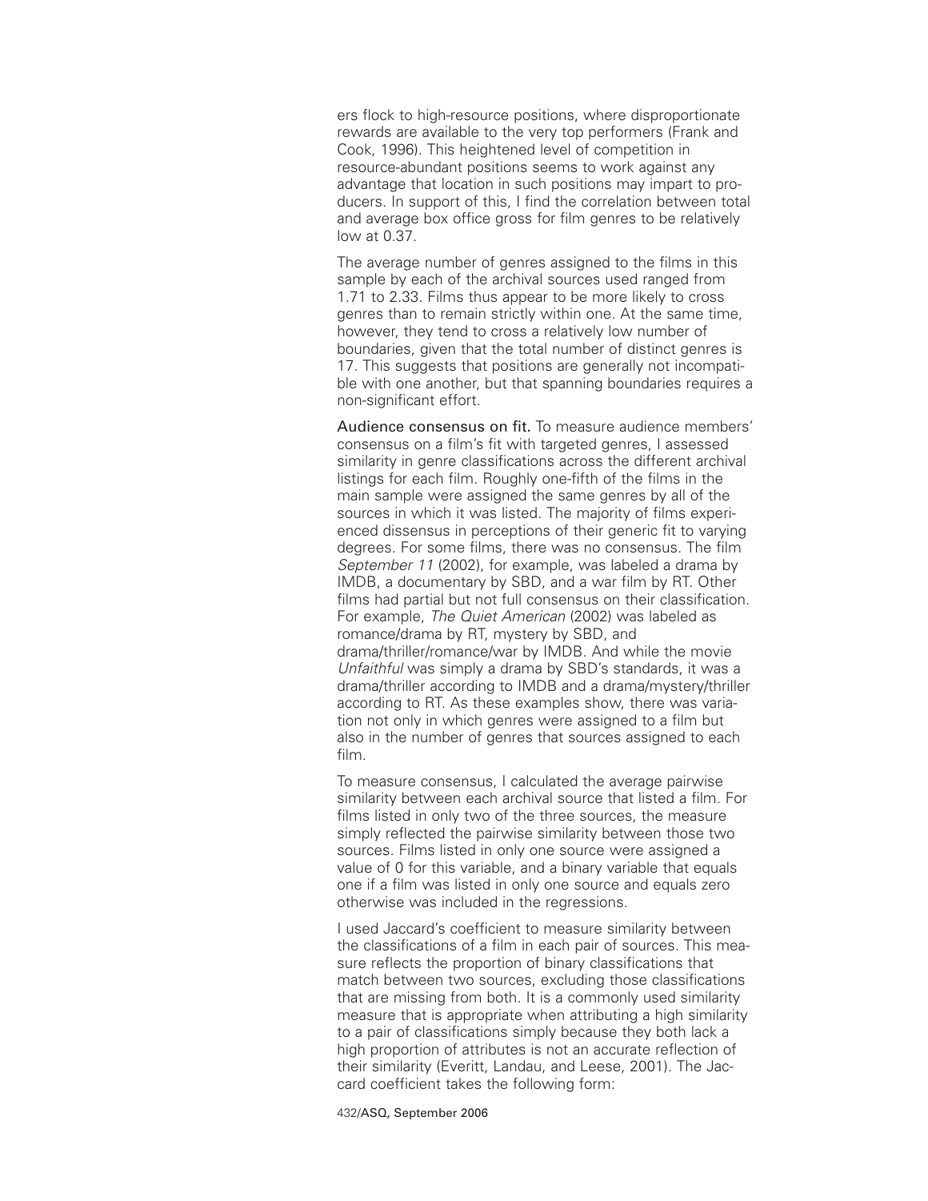ers flock to high-resource positions, where disproportionate rewards are available to the very top performers (Frank and Cook, 1996). This heightened level of competition in resource-abundant positions seems to work against any advantage that location in such positions may impart to producers. In support of this, I find the correlation between total and average box office gross for film genres to be relatively low at 0.37.

The average number of genres assigned to the films in this sample by each of the archival sources used ranged from 1.71 to 2.33. Films thus appear to be more likely to cross genres than to remain strictly within one. At the same time, however, they tend to cross a relatively low number of boundaries, given that the total number of distinct genres is 17. This suggests that positions are generally not incompatible with one another, but that spanning boundaries requires a non-significant effort.

**Audience consensus on fit.** To measure audience members' consensus on a film's fit with targeted genres, I assessed similarity in genre classifications across the different archival listings for each film. Roughly one-fifth of the films in the main sample were assigned the same genres by all of the sources in which it was listed. The majority of films experienced dissensus in perceptions of their generic fit to varying degrees. For some films, there was no consensus. The film *September 11* (2002), for example, was labeled a drama by IMDB, a documentary by SBD, and a war film by RT. Other films had partial but not full consensus on their classification. For example, *The Quiet American* (2002) was labeled as romance/drama by RT, mystery by SBD, and drama/thriller/romance/war by IMDB. And while the movie *Unfaithful* was simply a drama by SBD's standards, it was a drama/thriller according to IMDB and a drama/mystery/thriller according to RT. As these examples show, there was variation not only in which genres were assigned to a film but also in the number of genres that sources assigned to each film.

To measure consensus, I calculated the average pairwise similarity between each archival source that listed a film. For films listed in only two of the three sources, the measure simply reflected the pairwise similarity between those two sources. Films listed in only one source were assigned a value of 0 for this variable, and a binary variable that equals one if a film was listed in only one source and equals zero otherwise was included in the regressions.

I used Jaccard's coefficient to measure similarity between the classifications of a film in each pair of sources. This measure reflects the proportion of binary classifications that match between two sources, excluding those classifications that are missing from both. It is a commonly used similarity measure that is appropriate when attributing a high similarity to a pair of classifications simply because they both lack a high proportion of attributes is not an accurate reflection of their similarity (Everitt, Landau, and Leese, 2001). The Jaccard coefficient takes the following form: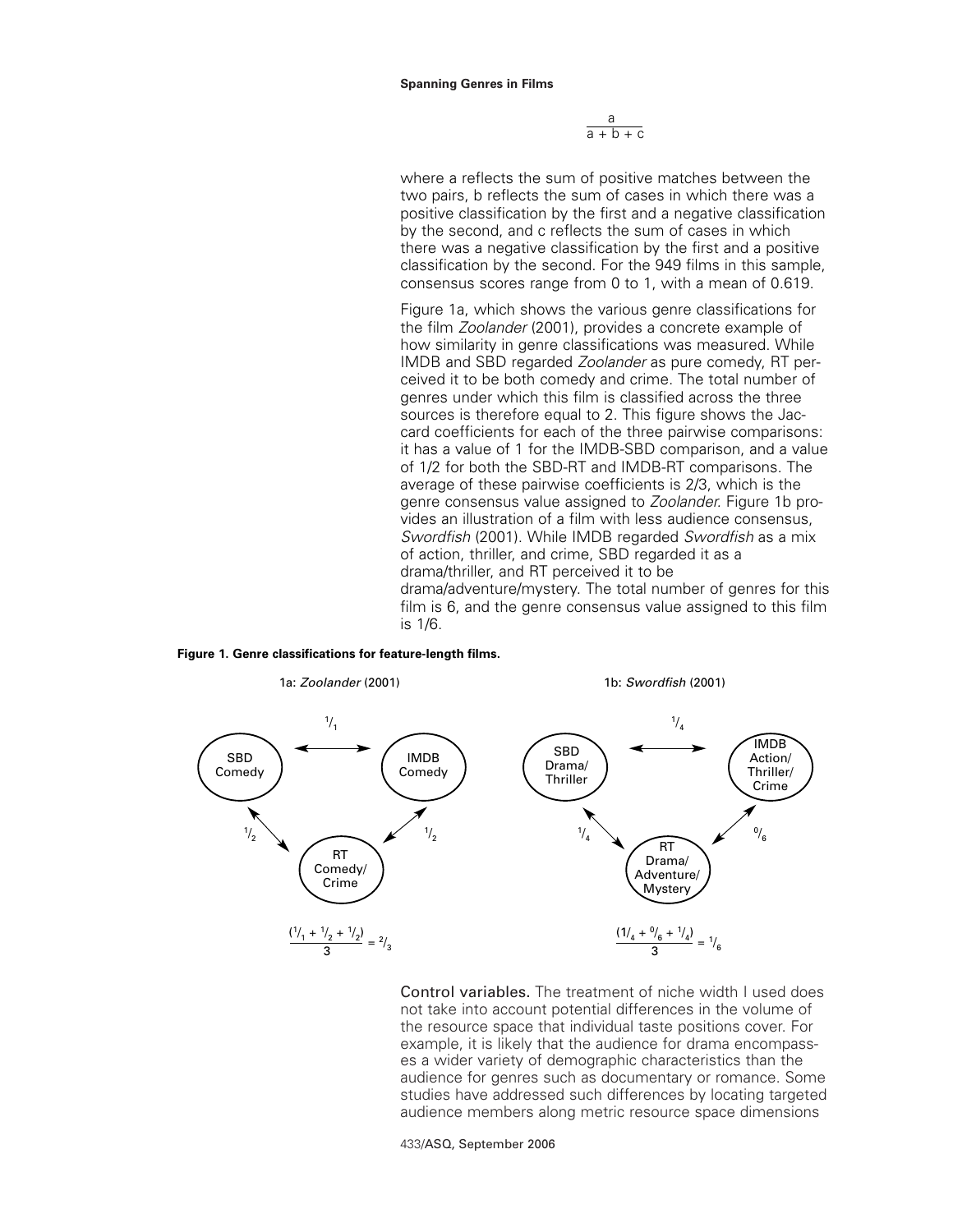$$\frac{a}{a + b + c}$$

where a reflects the sum of positive matches between the two pairs, b reflects the sum of cases in which there was a positive classification by the first and a negative classification by the second, and c reflects the sum of cases in which there was a negative classification by the first and a positive classification by the second. For the 949 films in this sample, consensus scores range from 0 to 1, with a mean of 0.619.

Figure 1a, which shows the various genre classifications for the film *Zoolander* (2001), provides a concrete example of how similarity in genre classifications was measured. While IMDB and SBD regarded *Zoolander* as pure comedy, RT perceived it to be both comedy and crime. The total number of genres under which this film is classified across the three sources is therefore equal to 2. This figure shows the Jaccard coefficients for each of the three pairwise comparisons: it has a value of 1 for the IMDB-SBD comparison, and a value of 1/2 for both the SBD-RT and IMDB-RT comparisons. The average of these pairwise coefficients is 2/3, which is the genre consensus value assigned to *Zoolander*. Figure 1b provides an illustration of a film with less audience consensus, *Swordfish* (2001). While IMDB regarded *Swordfish* as a mix of action, thriller, and crime, SBD regarded it as a drama/thriller, and RT perceived it to be drama/adventure/mystery. The total number of genres for this film is 6, and the genre consensus value assigned to this film is 1/6.

**Figure 1. Genre classifications for feature-length films.**

1a: *Zoolander* (2001)

SBD Comedy ↔ IMDB Comedy: $^1/_1$

SBD Comedy ↔ RT Comedy/Crime: $^1/_2$

IMDB Comedy ↔ RT Comedy/Crime: $^1/_2$

$$\frac{(^1/_1 + ^1/_2 + ^1/_2)}{3} = {^2/_3}$$

1b: *Swordfish* (2001)

SBD Drama/Thriller ↔ IMDB Action/Thriller/Crime: $^1/_4$

SBD Drama/Thriller ↔ RT Drama/Adventure/Mystery: $^1/_4$

IMDB Action/Thriller/Crime ↔ RT Drama/Adventure/Mystery: $^0/_6$

$$\frac{(1/_4 + ^0/_6 + ^1/_4)}{3} = {^1/_6}$$

**Control variables.** The treatment of niche width I used does not take into account potential differences in the volume of the resource space that individual taste positions cover. For example, it is likely that the audience for drama encompasses a wider variety of demographic characteristics than the audience for genres such as documentary or romance. Some studies have addressed such differences by locating targeted audience members along metric resource space dimensions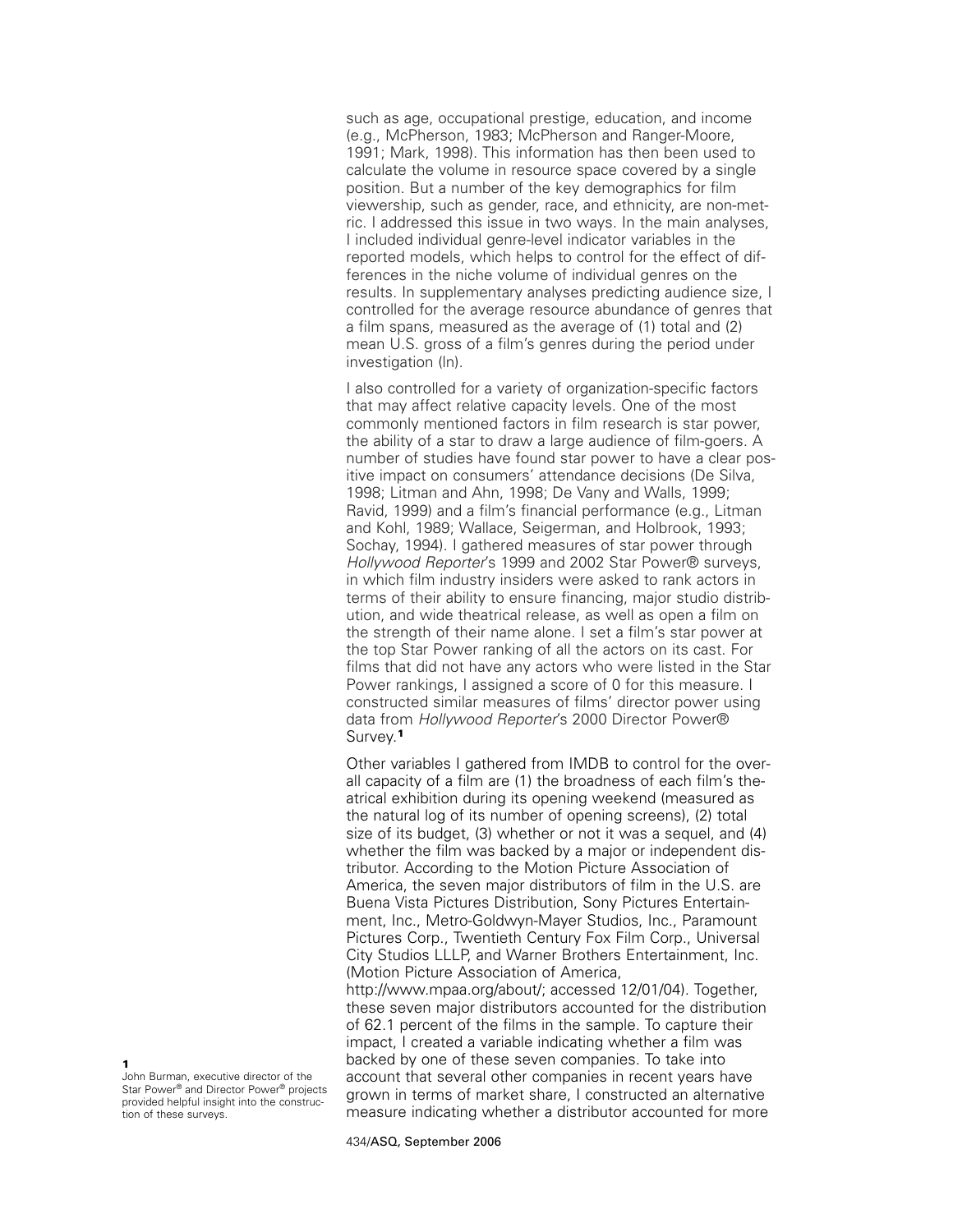such as age, occupational prestige, education, and income (e.g., McPherson, 1983; McPherson and Ranger-Moore, 1991; Mark, 1998). This information has then been used to calculate the volume in resource space covered by a single position. But a number of the key demographics for film viewership, such as gender, race, and ethnicity, are non-metric. I addressed this issue in two ways. In the main analyses, I included individual genre-level indicator variables in the reported models, which helps to control for the effect of differences in the niche volume of individual genres on the results. In supplementary analyses predicting audience size, I controlled for the average resource abundance of genres that a film spans, measured as the average of (1) total and (2) mean U.S. gross of a film's genres during the period under investigation (ln).

I also controlled for a variety of organization-specific factors that may affect relative capacity levels. One of the most commonly mentioned factors in film research is star power, the ability of a star to draw a large audience of film-goers. A number of studies have found star power to have a clear positive impact on consumers' attendance decisions (De Silva, 1998; Litman and Ahn, 1998; De Vany and Walls, 1999; Ravid, 1999) and a film's financial performance (e.g., Litman and Kohl, 1989; Wallace, Seigerman, and Holbrook, 1993; Sochay, 1994). I gathered measures of star power through *Hollywood Reporter*'s 1999 and 2002 Star Power® surveys, in which film industry insiders were asked to rank actors in terms of their ability to ensure financing, major studio distribution, and wide theatrical release, as well as open a film on the strength of their name alone. I set a film's star power at the top Star Power ranking of all the actors on its cast. For films that did not have any actors who were listed in the Star Power rankings, I assigned a score of 0 for this measure. I constructed similar measures of films' director power using data from *Hollywood Reporter*'s 2000 Director Power® Survey.[1]

Other variables I gathered from IMDB to control for the overall capacity of a film are (1) the broadness of each film's theatrical exhibition during its opening weekend (measured as the natural log of its number of opening screens), (2) total size of its budget, (3) whether or not it was a sequel, and (4) whether the film was backed by a major or independent distributor. According to the Motion Picture Association of America, the seven major distributors of film in the U.S. are Buena Vista Pictures Distribution, Sony Pictures Entertainment, Inc., Metro-Goldwyn-Mayer Studios, Inc., Paramount Pictures Corp., Twentieth Century Fox Film Corp., Universal City Studios LLLP, and Warner Brothers Entertainment, Inc. (Motion Picture Association of America, http://www.mpaa.org/about/; accessed 12/01/04). Together, these seven major distributors accounted for the distribution of 62.1 percent of the films in the sample. To capture their impact, I created a variable indicating whether a film was backed by one of these seven companies. To take into account that several other companies in recent years have grown in terms of market share, I constructed an alternative measure indicating whether a distributor accounted for more

[1] John Burman, executive director of the Star Power® and Director Power® projects provided helpful insight into the construction of these surveys.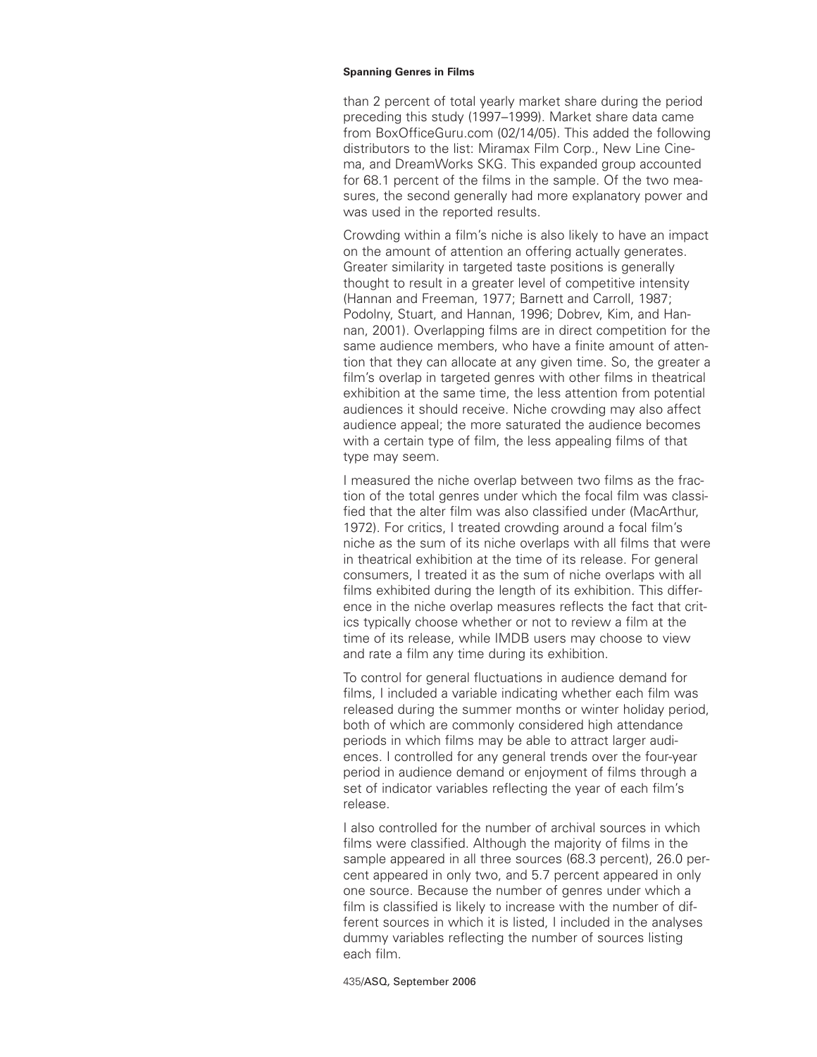than 2 percent of total yearly market share during the period preceding this study (1997–1999). Market share data came from BoxOfficeGuru.com (02/14/05). This added the following distributors to the list: Miramax Film Corp., New Line Cinema, and DreamWorks SKG. This expanded group accounted for 68.1 percent of the films in the sample. Of the two measures, the second generally had more explanatory power and was used in the reported results.

Crowding within a film's niche is also likely to have an impact on the amount of attention an offering actually generates. Greater similarity in targeted taste positions is generally thought to result in a greater level of competitive intensity (Hannan and Freeman, 1977; Barnett and Carroll, 1987; Podolny, Stuart, and Hannan, 1996; Dobrev, Kim, and Hannan, 2001). Overlapping films are in direct competition for the same audience members, who have a finite amount of attention that they can allocate at any given time. So, the greater a film's overlap in targeted genres with other films in theatrical exhibition at the same time, the less attention from potential audiences it should receive. Niche crowding may also affect audience appeal; the more saturated the audience becomes with a certain type of film, the less appealing films of that type may seem.

I measured the niche overlap between two films as the fraction of the total genres under which the focal film was classified that the alter film was also classified under (MacArthur, 1972). For critics, I treated crowding around a focal film's niche as the sum of its niche overlaps with all films that were in theatrical exhibition at the time of its release. For general consumers, I treated it as the sum of niche overlaps with all films exhibited during the length of its exhibition. This difference in the niche overlap measures reflects the fact that critics typically choose whether or not to review a film at the time of its release, while IMDB users may choose to view and rate a film any time during its exhibition.

To control for general fluctuations in audience demand for films, I included a variable indicating whether each film was released during the summer months or winter holiday period, both of which are commonly considered high attendance periods in which films may be able to attract larger audiences. I controlled for any general trends over the four-year period in audience demand or enjoyment of films through a set of indicator variables reflecting the year of each film's release.

I also controlled for the number of archival sources in which films were classified. Although the majority of films in the sample appeared in all three sources (68.3 percent), 26.0 percent appeared in only two, and 5.7 percent appeared in only one source. Because the number of genres under which a film is classified is likely to increase with the number of different sources in which it is listed, I included in the analyses dummy variables reflecting the number of sources listing each film.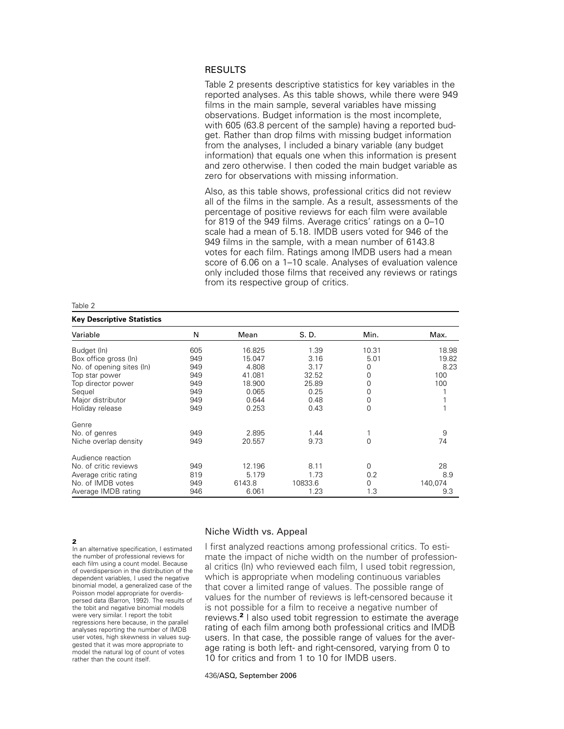## RESULTS

Table 2 presents descriptive statistics for key variables in the reported analyses. As this table shows, while there were 949 films in the main sample, several variables have missing observations. Budget information is the most incomplete, with 605 (63.8 percent of the sample) having a reported budget. Rather than drop films with missing budget information from the analyses, I included a binary variable (any budget information) that equals one when this information is present and zero otherwise. I then coded the main budget variable as zero for observations with missing information.

Also, as this table shows, professional critics did not review all of the films in the sample. As a result, assessments of the percentage of positive reviews for each film were available for 819 of the 949 films. Average critics' ratings on a 0–10 scale had a mean of 5.18. IMDB users voted for 946 of the 949 films in the sample, with a mean number of 6143.8 votes for each film. Ratings among IMDB users had a mean score of 6.06 on a 1–10 scale. Analyses of evaluation valence only included those films that received any reviews or ratings from its respective group of critics.

Table 2

**Key Descriptive Statistics**

| Variable | N | Mean | S. D. | Min. | Max. |
|---|---|---|---|---|---|
| Budget (ln) | 605 | 16.825 | 1.39 | 10.31 | 18.98 |
| Box office gross (ln) | 949 | 15.047 | 3.16 | 5.01 | 19.82 |
| No. of opening sites (ln) | 949 | 4.808 | 3.17 | 0 | 8.23 |
| Top star power | 949 | 41.081 | 32.52 | 0 | 100 |
| Top director power | 949 | 18.900 | 25.89 | 0 | 100 |
| Sequel | 949 | 0.065 | 0.25 | 0 | 1 |
| Major distributor | 949 | 0.644 | 0.48 | 0 | 1 |
| Holiday release | 949 | 0.253 | 0.43 | 0 | 1 |
| Genre | | | | | |
| No. of genres | 949 | 2.895 | 1.44 | 1 | 9 |
| Niche overlap density | 949 | 20.557 | 9.73 | 0 | 74 |
| Audience reaction | | | | | |
| No. of critic reviews | 949 | 12.196 | 8.11 | 0 | 28 |
| Average critic rating | 819 | 5.179 | 1.73 | 0.2 | 8.9 |
| No. of IMDB votes | 949 | 6143.8 | 10833.6 | 0 | 140,074 |
| Average IMDB rating | 946 | 6.061 | 1.23 | 1.3 | 9.3 |

### Niche Width vs. Appeal

I first analyzed reactions among professional critics. To estimate the impact of niche width on the number of professional critics (ln) who reviewed each film, I used tobit regression, which is appropriate when modeling continuous variables that cover a limited range of values. The possible range of values for the number of reviews is left-censored because it is not possible for a film to receive a negative number of reviews.[2] I also used tobit regression to estimate the average rating of each film among both professional critics and IMDB users. In that case, the possible range of values for the average rating is both left- and right-censored, varying from 0 to 10 for critics and from 1 to 10 for IMDB users.

[2] In an alternative specification, I estimated the number of professional reviews for each film using a count model. Because of overdispersion in the distribution of the dependent variables, I used the negative binomial model, a generalized case of the Poisson model appropriate for overdispersed data (Barron, 1992). The results of the tobit and negative binomial models were very similar. I report the tobit regressions here because, in the parallel analyses reporting the number of IMDB user votes, high skewness in values suggested that it was more appropriate to model the natural log of count of votes rather than the count itself.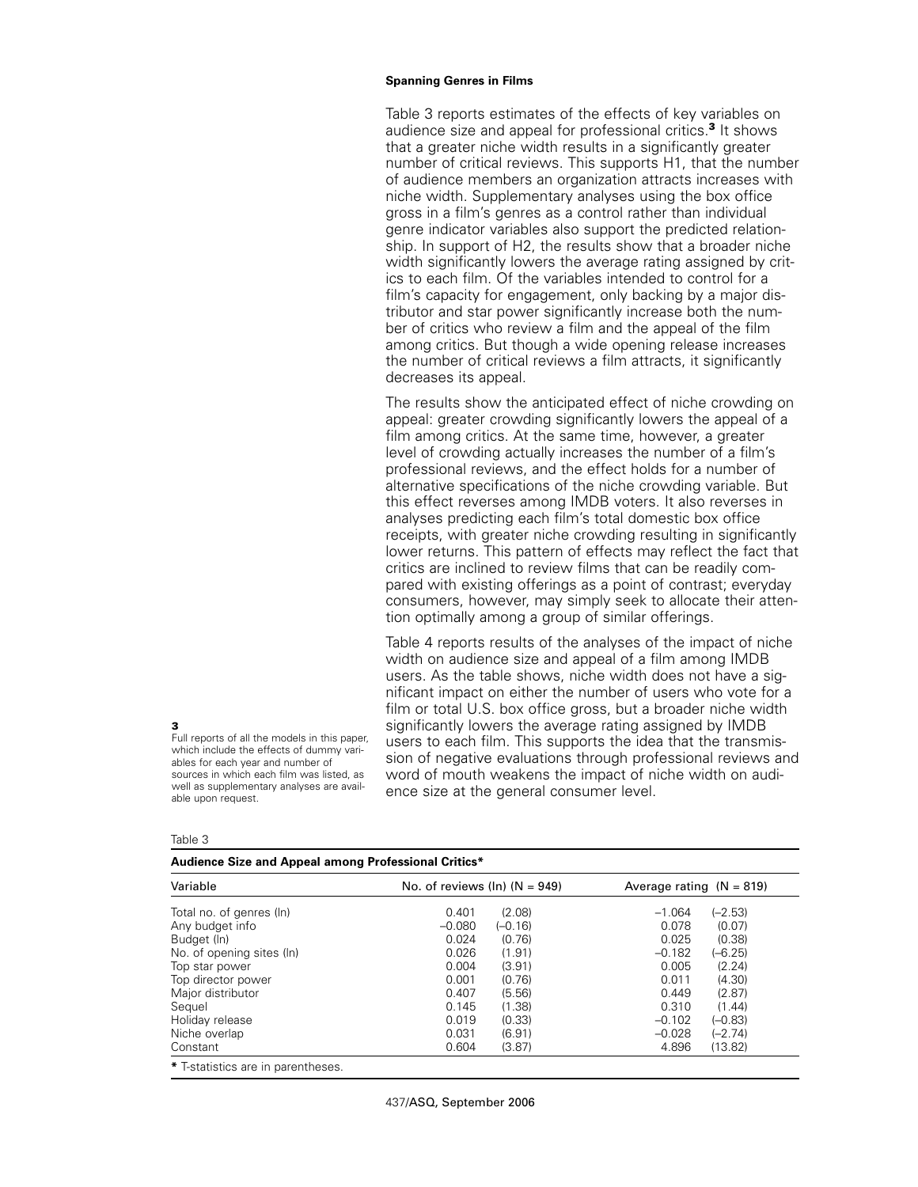Table 3 reports estimates of the effects of key variables on audience size and appeal for professional critics.[3] It shows that a greater niche width results in a significantly greater number of critical reviews. This supports H1, that the number of audience members an organization attracts increases with niche width. Supplementary analyses using the box office gross in a film's genres as a control rather than individual genre indicator variables also support the predicted relationship. In support of H2, the results show that a broader niche width significantly lowers the average rating assigned by critics to each film. Of the variables intended to control for a film's capacity for engagement, only backing by a major distributor and star power significantly increase both the number of critics who review a film and the appeal of the film among critics. But though a wide opening release increases the number of critical reviews a film attracts, it significantly decreases its appeal.

The results show the anticipated effect of niche crowding on appeal: greater crowding significantly lowers the appeal of a film among critics. At the same time, however, a greater level of crowding actually increases the number of a film's professional reviews, and the effect holds for a number of alternative specifications of the niche crowding variable. But this effect reverses among IMDB voters. It also reverses in analyses predicting each film's total domestic box office receipts, with greater niche crowding resulting in significantly lower returns. This pattern of effects may reflect the fact that critics are inclined to review films that can be readily compared with existing offerings as a point of contrast; everyday consumers, however, may simply seek to allocate their attention optimally among a group of similar offerings.

Table 4 reports results of the analyses of the impact of niche width on audience size and appeal of a film among IMDB users. As the table shows, niche width does not have a significant impact on either the number of users who vote for a film or total U.S. box office gross, but a broader niche width significantly lowers the average rating assigned by IMDB users to each film. This supports the idea that the transmission of negative evaluations through professional reviews and word of mouth weakens the impact of niche width on audience size at the general consumer level.

[3] Full reports of all the models in this paper, which include the effects of dummy variables for each year and number of sources in which each film was listed, as well as supplementary analyses are available upon request.

Table 3

**Audience Size and Appeal among Professional Critics***

| Variable | No. of reviews (ln) (N = 949) | | Average rating (N = 819) | |
|---|---|---|---|---|
| Total no. of genres (ln) | 0.401 | (2.08) | –1.064 | (–2.53) |
| Any budget info | –0.080 | (–0.16) | 0.078 | (0.07) |
| Budget (ln) | 0.024 | (0.76) | 0.025 | (0.38) |
| No. of opening sites (ln) | 0.026 | (1.91) | –0.182 | (–6.25) |
| Top star power | 0.004 | (3.91) | 0.005 | (2.24) |
| Top director power | 0.001 | (0.76) | 0.011 | (4.30) |
| Major distributor | 0.407 | (5.56) | 0.449 | (2.87) |
| Sequel | 0.145 | (1.38) | 0.310 | (1.44) |
| Holiday release | 0.019 | (0.33) | –0.102 | (–0.83) |
| Niche overlap | 0.031 | (6.91) | –0.028 | (–2.74) |
| Constant | 0.604 | (3.87) | 4.896 | (13.82) |

* T-statistics are in parentheses.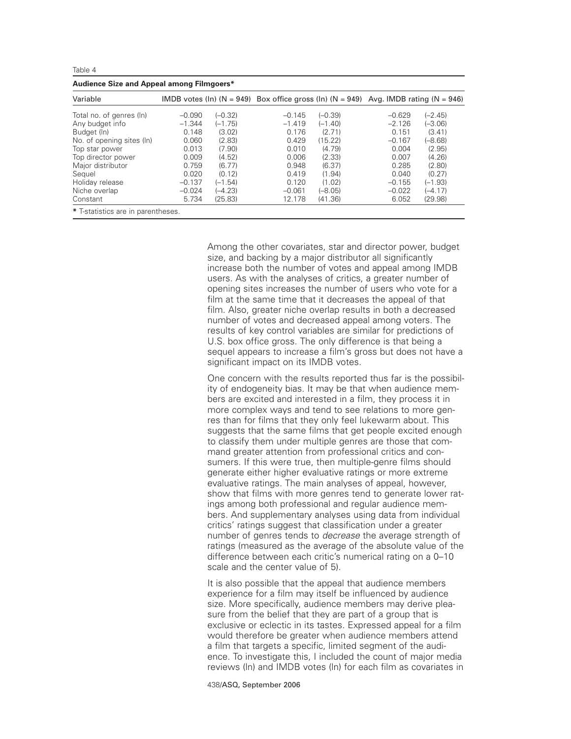Table 4

**Audience Size and Appeal among Filmgoers***

| Variable | IMDB votes (ln) (N = 949) | | Box office gross (ln) (N = 949) | | Avg. IMDB rating (N = 946) | |
|---|---|---|---|---|---|---|
| Total no. of genres (ln) | –0.090 | (–0.32) | –0.145 | (–0.39) | –0.629 | (–2.45) |
| Any budget info | –1.344 | (–1.75) | –1.419 | (–1.40) | –2.126 | (–3.06) |
| Budget (ln) | 0.148 | (3.02) | 0.176 | (2.71) | 0.151 | (3.41) |
| No. of opening sites (ln) | 0.060 | (2.83) | 0.429 | (15.22) | –0.167 | (–8.68) |
| Top star power | 0.013 | (7.90) | 0.010 | (4.79) | 0.004 | (2.95) |
| Top director power | 0.009 | (4.52) | 0.006 | (2.33) | 0.007 | (4.26) |
| Major distributor | 0.759 | (6.77) | 0.948 | (6.37) | 0.285 | (2.80) |
| Sequel | 0.020 | (0.12) | 0.419 | (1.94) | 0.040 | (0.27) |
| Holiday release | –0.137 | (–1.54) | 0.120 | (1.02) | –0.155 | (–1.93) |
| Niche overlap | –0.024 | (–4.23) | –0.061 | (–8.05) | –0.022 | (–4.17) |
| Constant | 5.734 | (25.83) | 12.178 | (41.36) | 6.052 | (29.98) |

* T-statistics are in parentheses.

Among the other covariates, star and director power, budget size, and backing by a major distributor all significantly increase both the number of votes and appeal among IMDB users. As with the analyses of critics, a greater number of opening sites increases the number of users who vote for a film at the same time that it decreases the appeal of that film. Also, greater niche overlap results in both a decreased number of votes and decreased appeal among voters. The results of key control variables are similar for predictions of U.S. box office gross. The only difference is that being a sequel appears to increase a film's gross but does not have a significant impact on its IMDB votes.

One concern with the results reported thus far is the possibility of endogeneity bias. It may be that when audience members are excited and interested in a film, they process it in more complex ways and tend to see relations to more genres than for films that they only feel lukewarm about. This suggests that the same films that get people excited enough to classify them under multiple genres are those that command greater attention from professional critics and consumers. If this were true, then multiple-genre films should generate either higher evaluative ratings or more extreme evaluative ratings. The main analyses of appeal, however, show that films with more genres tend to generate lower ratings among both professional and regular audience members. And supplementary analyses using data from individual critics' ratings suggest that classification under a greater number of genres tends to *decrease* the average strength of ratings (measured as the average of the absolute value of the difference between each critic's numerical rating on a 0–10 scale and the center value of 5).

It is also possible that the appeal that audience members experience for a film may itself be influenced by audience size. More specifically, audience members may derive pleasure from the belief that they are part of a group that is exclusive or eclectic in its tastes. Expressed appeal for a film would therefore be greater when audience members attend a film that targets a specific, limited segment of the audience. To investigate this, I included the count of major media reviews (ln) and IMDB votes (ln) for each film as covariates in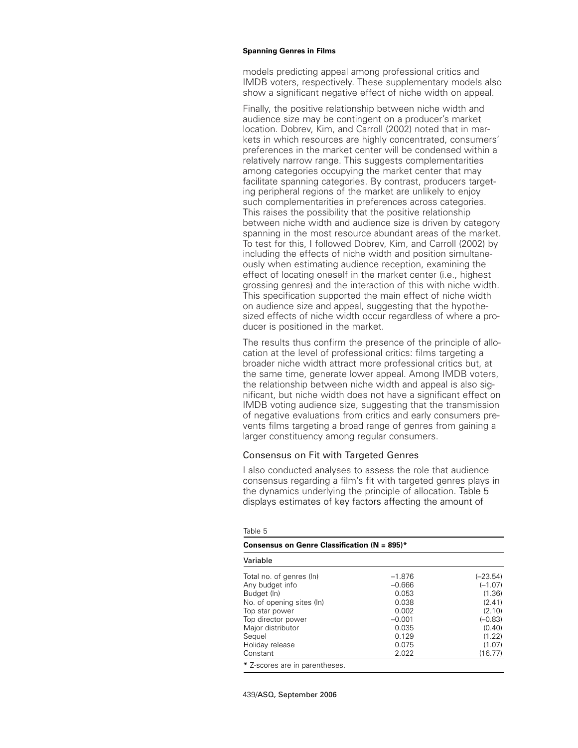models predicting appeal among professional critics and IMDB voters, respectively. These supplementary models also show a significant negative effect of niche width on appeal.

Finally, the positive relationship between niche width and audience size may be contingent on a producer's market location. Dobrev, Kim, and Carroll (2002) noted that in markets in which resources are highly concentrated, consumers' preferences in the market center will be condensed within a relatively narrow range. This suggests complementarities among categories occupying the market center that may facilitate spanning categories. By contrast, producers targeting peripheral regions of the market are unlikely to enjoy such complementarities in preferences across categories. This raises the possibility that the positive relationship between niche width and audience size is driven by category spanning in the most resource abundant areas of the market. To test for this, I followed Dobrev, Kim, and Carroll (2002) by including the effects of niche width and position simultaneously when estimating audience reception, examining the effect of locating oneself in the market center (i.e., highest grossing genres) and the interaction of this with niche width. This specification supported the main effect of niche width on audience size and appeal, suggesting that the hypothesized effects of niche width occur regardless of where a producer is positioned in the market.

The results thus confirm the presence of the principle of allocation at the level of professional critics: films targeting a broader niche width attract more professional critics but, at the same time, generate lower appeal. Among IMDB voters, the relationship between niche width and appeal is also significant, but niche width does not have a significant effect on IMDB voting audience size, suggesting that the transmission of negative evaluations from critics and early consumers prevents films targeting a broad range of genres from gaining a larger constituency among regular consumers.

## Consensus on Fit with Targeted Genres

I also conducted analyses to assess the role that audience consensus regarding a film's fit with targeted genres plays in the dynamics underlying the principle of allocation. Table 5 displays estimates of key factors affecting the amount of

Table 5

**Consensus on Genre Classification (N = 895)***

| Variable | | |
|---|---|---|
| Total no. of genres (ln) | –1.876 | (–23.54) |
| Any budget info | –0.666 | (–1.07) |
| Budget (ln) | 0.053 | (1.36) |
| No. of opening sites (ln) | 0.038 | (2.41) |
| Top star power | 0.002 | (2.10) |
| Top director power | –0.001 | (–0.83) |
| Major distributor | 0.035 | (0.40) |
| Sequel | 0.129 | (1.22) |
| Holiday release | 0.075 | (1.07) |
| Constant | 2.022 | (16.77) |

* Z-scores are in parentheses.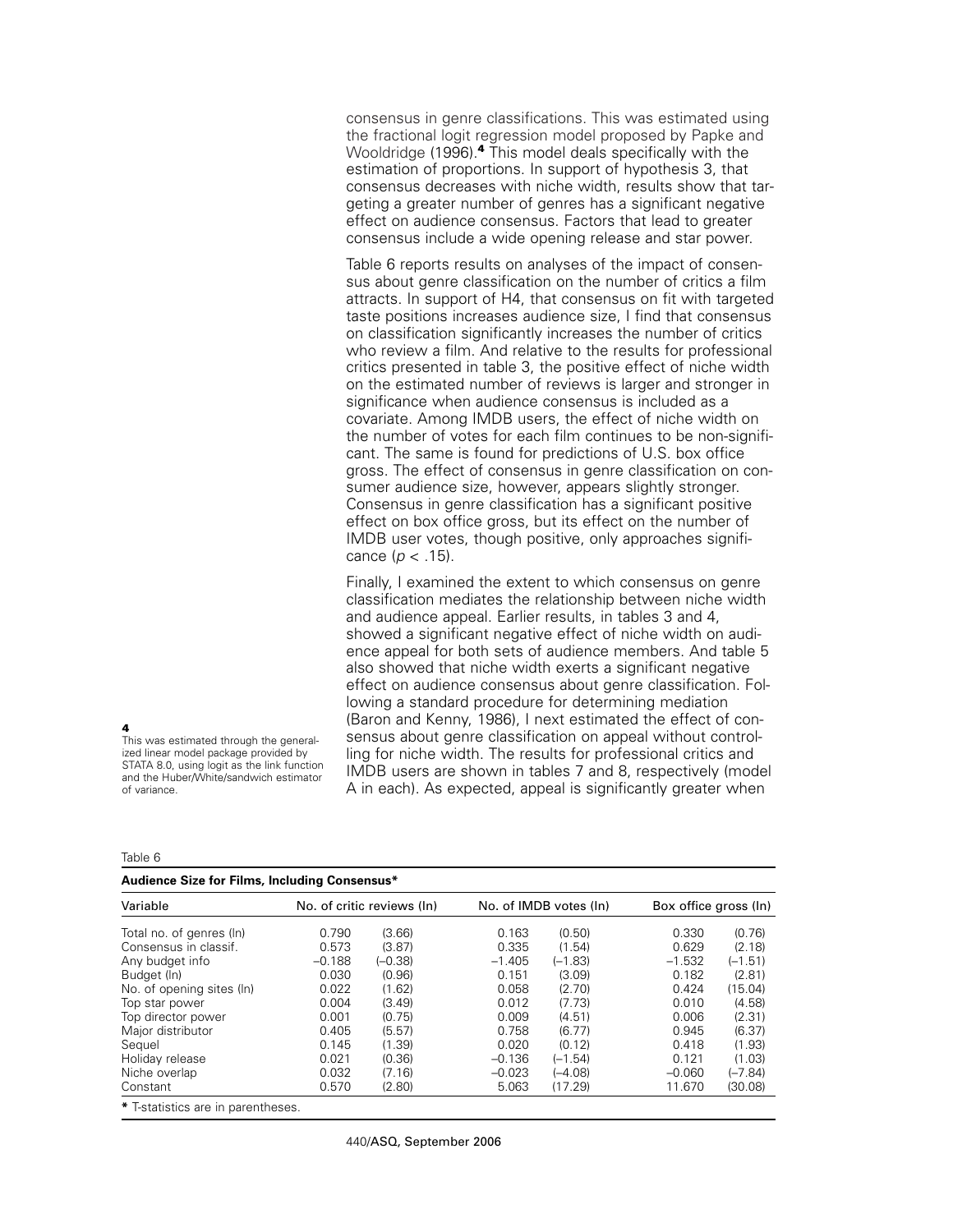consensus in genre classifications. This was estimated using the fractional logit regression model proposed by Papke and Wooldridge (1996).[4] This model deals specifically with the estimation of proportions. In support of hypothesis 3, that consensus decreases with niche width, results show that targeting a greater number of genres has a significant negative effect on audience consensus. Factors that lead to greater consensus include a wide opening release and star power.

Table 6 reports results on analyses of the impact of consensus about genre classification on the number of critics a film attracts. In support of H4, that consensus on fit with targeted taste positions increases audience size, I find that consensus on classification significantly increases the number of critics who review a film. And relative to the results for professional critics presented in table 3, the positive effect of niche width on the estimated number of reviews is larger and stronger in significance when audience consensus is included as a covariate. Among IMDB users, the effect of niche width on the number of votes for each film continues to be non-significant. The same is found for predictions of U.S. box office gross. The effect of consensus in genre classification on consumer audience size, however, appears slightly stronger. Consensus in genre classification has a significant positive effect on box office gross, but its effect on the number of IMDB user votes, though positive, only approaches significance ($p < .15$).

Finally, I examined the extent to which consensus on genre classification mediates the relationship between niche width and audience appeal. Earlier results, in tables 3 and 4, showed a significant negative effect of niche width on audience appeal for both sets of audience members. And table 5 also showed that niche width exerts a significant negative effect on audience consensus about genre classification. Following a standard procedure for determining mediation (Baron and Kenny, 1986), I next estimated the effect of consensus about genre classification on appeal without controlling for niche width. The results for professional critics and IMDB users are shown in tables 7 and 8, respectively (model A in each). As expected, appeal is significantly greater when

[4] This was estimated through the generalized linear model package provided by STATA 8.0, using logit as the link function and the Huber/White/sandwich estimator of variance.

Table 6

**Audience Size for Films, Including Consensus***

| Variable | No. of critic reviews (ln) | | No. of IMDB votes (ln) | | Box office gross (ln) | |
|---|---|---|---|---|---|---|
| Total no. of genres (ln) | 0.790 | (3.66) | 0.163 | (0.50) | 0.330 | (0.76) |
| Consensus in classif. | 0.573 | (3.87) | 0.335 | (1.54) | 0.629 | (2.18) |
| Any budget info | –0.188 | (–0.38) | –1.405 | (–1.83) | –1.532 | (–1.51) |
| Budget (ln) | 0.030 | (0.96) | 0.151 | (3.09) | 0.182 | (2.81) |
| No. of opening sites (ln) | 0.022 | (1.62) | 0.058 | (2.70) | 0.424 | (15.04) |
| Top star power | 0.004 | (3.49) | 0.012 | (7.73) | 0.010 | (4.58) |
| Top director power | 0.001 | (0.75) | 0.009 | (4.51) | 0.006 | (2.31) |
| Major distributor | 0.405 | (5.57) | 0.758 | (6.77) | 0.945 | (6.37) |
| Sequel | 0.145 | (1.39) | 0.020 | (0.12) | 0.418 | (1.93) |
| Holiday release | 0.021 | (0.36) | –0.136 | (–1.54) | 0.121 | (1.03) |
| Niche overlap | 0.032 | (7.16) | –0.023 | (–4.08) | –0.060 | (–7.84) |
| Constant | 0.570 | (2.80) | 5.063 | (17.29) | 11.670 | (30.08) |

* T-statistics are in parentheses.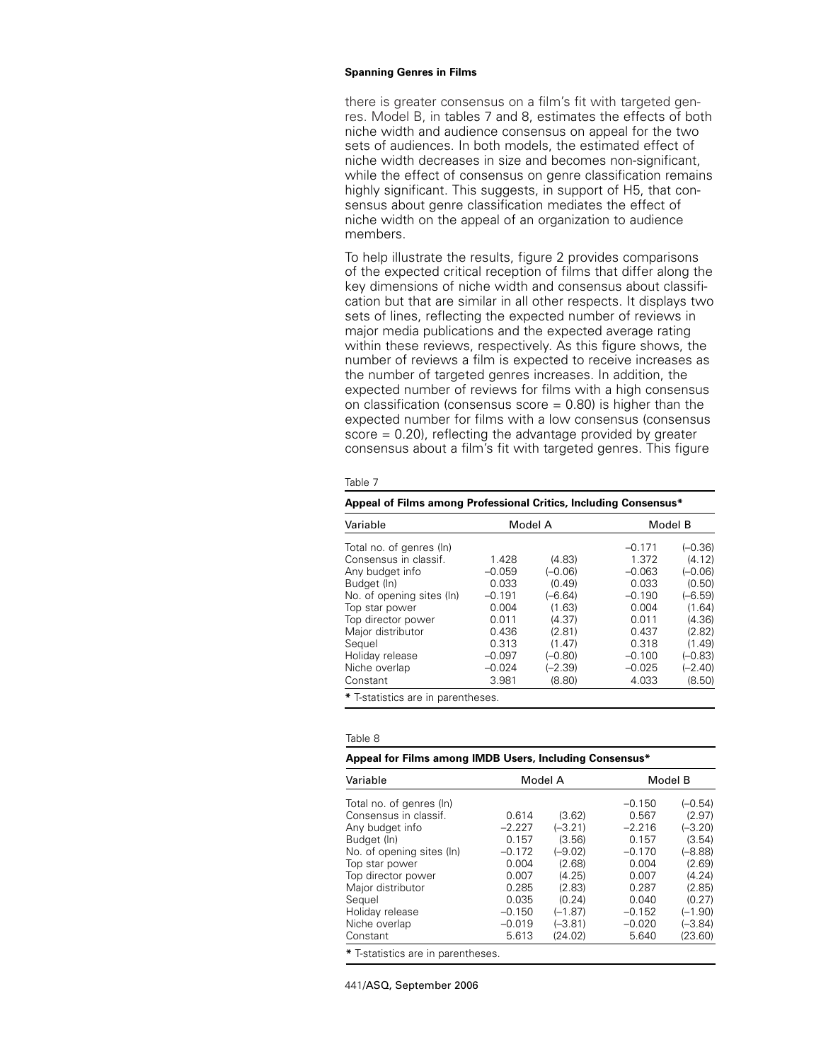there is greater consensus on a film's fit with targeted genres. Model B, in tables 7 and 8, estimates the effects of both niche width and audience consensus on appeal for the two sets of audiences. In both models, the estimated effect of niche width decreases in size and becomes non-significant, while the effect of consensus on genre classification remains highly significant. This suggests, in support of H5, that consensus about genre classification mediates the effect of niche width on the appeal of an organization to audience members.

To help illustrate the results, figure 2 provides comparisons of the expected critical reception of films that differ along the key dimensions of niche width and consensus about classification but that are similar in all other respects. It displays two sets of lines, reflecting the expected number of reviews in major media publications and the expected average rating within these reviews, respectively. As this figure shows, the number of reviews a film is expected to receive increases as the number of targeted genres increases. In addition, the expected number of reviews for films with a high consensus on classification (consensus score = 0.80) is higher than the expected number for films with a low consensus (consensus score = 0.20), reflecting the advantage provided by greater consensus about a film's fit with targeted genres. This figure

Table 7

**Appeal of Films among Professional Critics, Including Consensus***

| Variable | Model A | | Model B | |
|---|---|---|---|---|
| Total no. of genres (ln) | | | –0.171 | (–0.36) |
| Consensus in classif. | 1.428 | (4.83) | 1.372 | (4.12) |
| Any budget info | –0.059 | (–0.06) | –0.063 | (–0.06) |
| Budget (ln) | 0.033 | (0.49) | 0.033 | (0.50) |
| No. of opening sites (ln) | –0.191 | (–6.64) | –0.190 | (–6.59) |
| Top star power | 0.004 | (1.63) | 0.004 | (1.64) |
| Top director power | 0.011 | (4.37) | 0.011 | (4.36) |
| Major distributor | 0.436 | (2.81) | 0.437 | (2.82) |
| Sequel | 0.313 | (1.47) | 0.318 | (1.49) |
| Holiday release | –0.097 | (–0.80) | –0.100 | (–0.83) |
| Niche overlap | –0.024 | (–2.39) | –0.025 | (–2.40) |
| Constant | 3.981 | (8.80) | 4.033 | (8.50) |

* T-statistics are in parentheses.

Table 8

**Appeal for Films among IMDB Users, Including Consensus***

| Variable | Model A | | Model B | |
|---|---|---|---|---|
| Total no. of genres (ln) | | | –0.150 | (–0.54) |
| Consensus in classif. | 0.614 | (3.62) | 0.567 | (2.97) |
| Any budget info | –2.227 | (–3.21) | –2.216 | (–3.20) |
| Budget (ln) | 0.157 | (3.56) | 0.157 | (3.54) |
| No. of opening sites (ln) | –0.172 | (–9.02) | –0.170 | (–8.88) |
| Top star power | 0.004 | (2.68) | 0.004 | (2.69) |
| Top director power | 0.007 | (4.25) | 0.007 | (4.24) |
| Major distributor | 0.285 | (2.83) | 0.287 | (2.85) |
| Sequel | 0.035 | (0.24) | 0.040 | (0.27) |
| Holiday release | –0.150 | (–1.87) | –0.152 | (–1.90) |
| Niche overlap | –0.019 | (–3.81) | –0.020 | (–3.84) |
| Constant | 5.613 | (24.02) | 5.640 | (23.60) |

* T-statistics are in parentheses.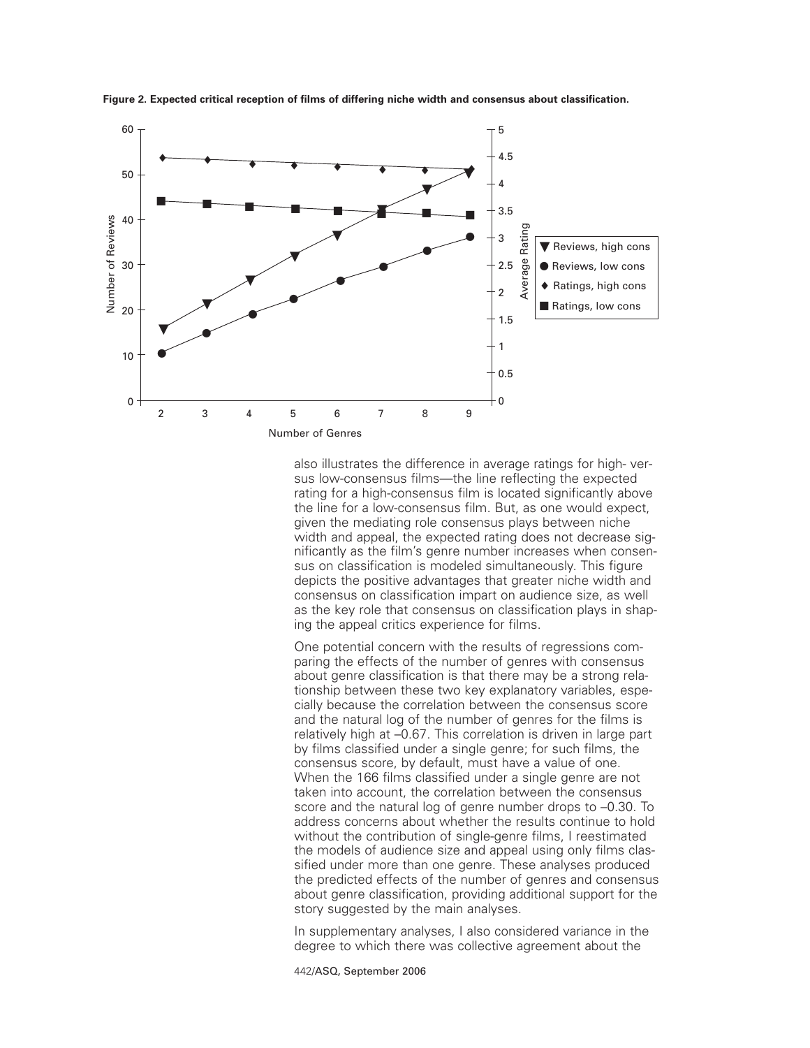**Figure 2. Expected critical reception of films of differing niche width and consensus about classification.**

also illustrates the difference in average ratings for high- versus low-consensus films—the line reflecting the expected rating for a high-consensus film is located significantly above the line for a low-consensus film. But, as one would expect, given the mediating role consensus plays between niche width and appeal, the expected rating does not decrease significantly as the film's genre number increases when consensus on classification is modeled simultaneously. This figure depicts the positive advantages that greater niche width and consensus on classification impart on audience size, as well as the key role that consensus on classification plays in shaping the appeal critics experience for films.

One potential concern with the results of regressions comparing the effects of the number of genres with consensus about genre classification is that there may be a strong relationship between these two key explanatory variables, especially because the correlation between the consensus score and the natural log of the number of genres for the films is relatively high at –0.67. This correlation is driven in large part by films classified under a single genre; for such films, the consensus score, by default, must have a value of one. When the 166 films classified under a single genre are not taken into account, the correlation between the consensus score and the natural log of genre number drops to –0.30. To address concerns about whether the results continue to hold without the contribution of single-genre films, I reestimated the models of audience size and appeal using only films classified under more than one genre. These analyses produced the predicted effects of the number of genres and consensus about genre classification, providing additional support for the story suggested by the main analyses.

In supplementary analyses, I also considered variance in the degree to which there was collective agreement about the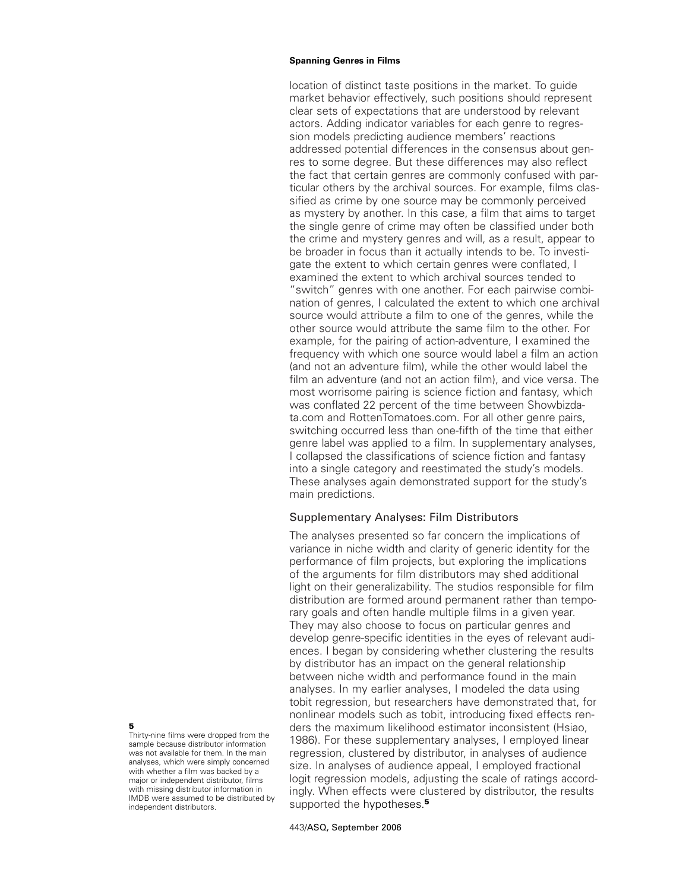location of distinct taste positions in the market. To guide market behavior effectively, such positions should represent clear sets of expectations that are understood by relevant actors. Adding indicator variables for each genre to regression models predicting audience members' reactions addressed potential differences in the consensus about genres to some degree. But these differences may also reflect the fact that certain genres are commonly confused with particular others by the archival sources. For example, films classified as crime by one source may be commonly perceived as mystery by another. In this case, a film that aims to target the single genre of crime may often be classified under both the crime and mystery genres and will, as a result, appear to be broader in focus than it actually intends to be. To investigate the extent to which certain genres were conflated, I examined the extent to which archival sources tended to "switch" genres with one another. For each pairwise combination of genres, I calculated the extent to which one archival source would attribute a film to one of the genres, while the other source would attribute the same film to the other. For example, for the pairing of action-adventure, I examined the frequency with which one source would label a film an action (and not an adventure film), while the other would label the film an adventure (and not an action film), and vice versa. The most worrisome pairing is science fiction and fantasy, which was conflated 22 percent of the time between Showbizdata.com and RottenTomatoes.com. For all other genre pairs, switching occurred less than one-fifth of the time that either genre label was applied to a film. In supplementary analyses, I collapsed the classifications of science fiction and fantasy into a single category and reestimated the study's models. These analyses again demonstrated support for the study's main predictions.

## Supplementary Analyses: Film Distributors

The analyses presented so far concern the implications of variance in niche width and clarity of generic identity for the performance of film projects, but exploring the implications of the arguments for film distributors may shed additional light on their generalizability. The studios responsible for film distribution are formed around permanent rather than temporary goals and often handle multiple films in a given year. They may also choose to focus on particular genres and develop genre-specific identities in the eyes of relevant audiences. I began by considering whether clustering the results by distributor has an impact on the general relationship between niche width and performance found in the main analyses. In my earlier analyses, I modeled the data using tobit regression, but researchers have demonstrated that, for nonlinear models such as tobit, introducing fixed effects renders the maximum likelihood estimator inconsistent (Hsiao, 1986). For these supplementary analyses, I employed linear regression, clustered by distributor, in analyses of audience size. In analyses of audience appeal, I employed fractional logit regression models, adjusting the scale of ratings accordingly. When effects were clustered by distributor, the results supported the hypotheses.[5]

[5] Thirty-nine films were dropped from the sample because distributor information was not available for them. In the main analyses, which were simply concerned with whether a film was backed by a major or independent distributor, films with missing distributor information in IMDB were assumed to be distributed by independent distributors.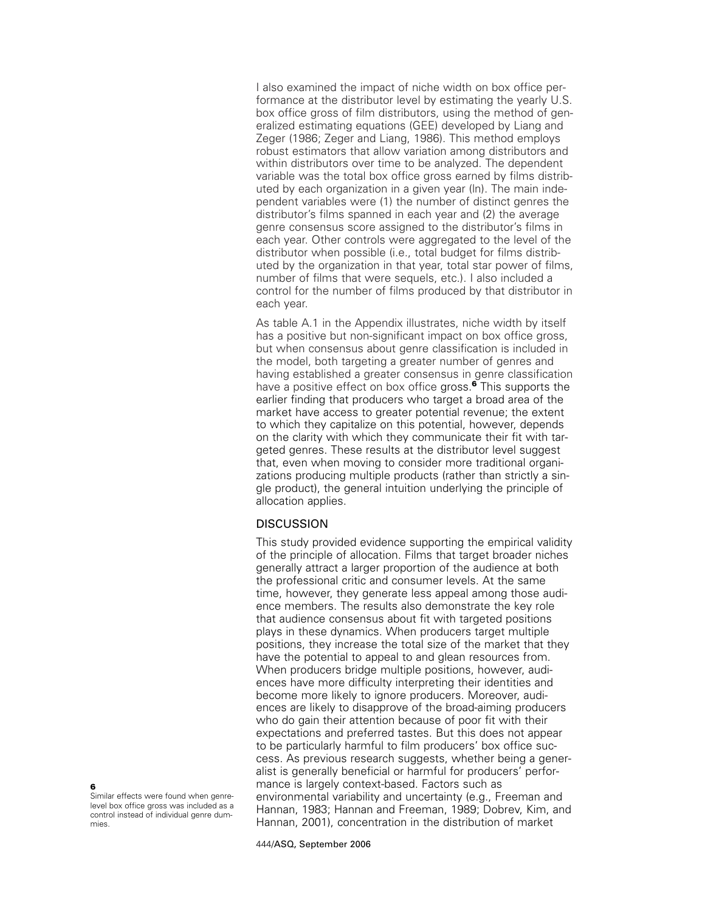I also examined the impact of niche width on box office performance at the distributor level by estimating the yearly U.S. box office gross of film distributors, using the method of generalized estimating equations (GEE) developed by Liang and Zeger (1986; Zeger and Liang, 1986). This method employs robust estimators that allow variation among distributors and within distributors over time to be analyzed. The dependent variable was the total box office gross earned by films distributed by each organization in a given year (ln). The main independent variables were (1) the number of distinct genres the distributor's films spanned in each year and (2) the average genre consensus score assigned to the distributor's films in each year. Other controls were aggregated to the level of the distributor when possible (i.e., total budget for films distributed by the organization in that year, total star power of films, number of films that were sequels, etc.). I also included a control for the number of films produced by that distributor in each year.

As table A.1 in the Appendix illustrates, niche width by itself has a positive but non-significant impact on box office gross, but when consensus about genre classification is included in the model, both targeting a greater number of genres and having established a greater consensus in genre classification have a positive effect on box office gross.[6] This supports the earlier finding that producers who target a broad area of the market have access to greater potential revenue; the extent to which they capitalize on this potential, however, depends on the clarity with which they communicate their fit with targeted genres. These results at the distributor level suggest that, even when moving to consider more traditional organizations producing multiple products (rather than strictly a single product), the general intuition underlying the principle of allocation applies.

## DISCUSSION

This study provided evidence supporting the empirical validity of the principle of allocation. Films that target broader niches generally attract a larger proportion of the audience at both the professional critic and consumer levels. At the same time, however, they generate less appeal among those audience members. The results also demonstrate the key role that audience consensus about fit with targeted positions plays in these dynamics. When producers target multiple positions, they increase the total size of the market that they have the potential to appeal to and glean resources from. When producers bridge multiple positions, however, audiences have more difficulty interpreting their identities and become more likely to ignore producers. Moreover, audiences are likely to disapprove of the broad-aiming producers who do gain their attention because of poor fit with their expectations and preferred tastes. But this does not appear to be particularly harmful to film producers' box office success. As previous research suggests, whether being a generalist is generally beneficial or harmful for producers' performance is largely context-based. Factors such as environmental variability and uncertainty (e.g., Freeman and Hannan, 1983; Hannan and Freeman, 1989; Dobrev, Kim, and Hannan, 2001), concentration in the distribution of market

[6] Similar effects were found when genre-level box office gross was included as a control instead of individual genre dummies.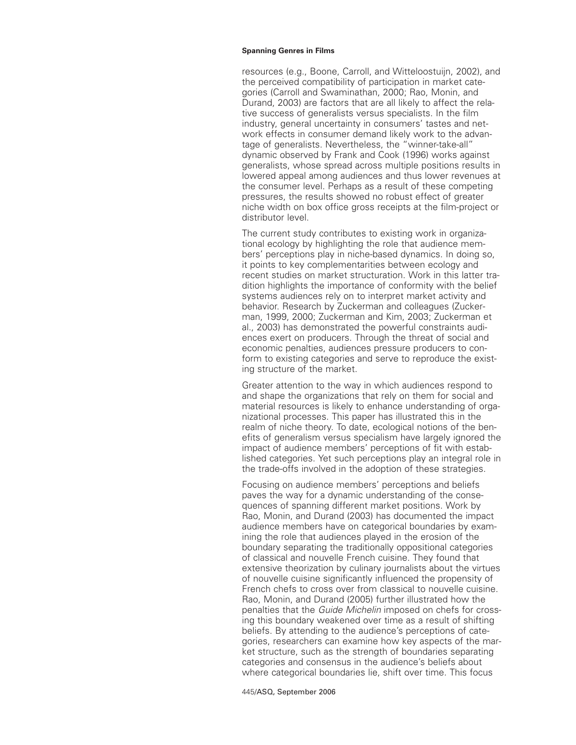resources (e.g., Boone, Carroll, and Witteloostuijn, 2002), and the perceived compatibility of participation in market categories (Carroll and Swaminathan, 2000; Rao, Monin, and Durand, 2003) are factors that are all likely to affect the relative success of generalists versus specialists. In the film industry, general uncertainty in consumers' tastes and network effects in consumer demand likely work to the advantage of generalists. Nevertheless, the "winner-take-all" dynamic observed by Frank and Cook (1996) works against generalists, whose spread across multiple positions results in lowered appeal among audiences and thus lower revenues at the consumer level. Perhaps as a result of these competing pressures, the results showed no robust effect of greater niche width on box office gross receipts at the film-project or distributor level.

The current study contributes to existing work in organizational ecology by highlighting the role that audience members' perceptions play in niche-based dynamics. In doing so, it points to key complementarities between ecology and recent studies on market structuration. Work in this latter tradition highlights the importance of conformity with the belief systems audiences rely on to interpret market activity and behavior. Research by Zuckerman and colleagues (Zuckerman, 1999, 2000; Zuckerman and Kim, 2003; Zuckerman et al., 2003) has demonstrated the powerful constraints audiences exert on producers. Through the threat of social and economic penalties, audiences pressure producers to conform to existing categories and serve to reproduce the existing structure of the market.

Greater attention to the way in which audiences respond to and shape the organizations that rely on them for social and material resources is likely to enhance understanding of organizational processes. This paper has illustrated this in the realm of niche theory. To date, ecological notions of the benefits of generalism versus specialism have largely ignored the impact of audience members' perceptions of fit with established categories. Yet such perceptions play an integral role in the trade-offs involved in the adoption of these strategies.

Focusing on audience members' perceptions and beliefs paves the way for a dynamic understanding of the consequences of spanning different market positions. Work by Rao, Monin, and Durand (2003) has documented the impact audience members have on categorical boundaries by examining the role that audiences played in the erosion of the boundary separating the traditionally oppositional categories of classical and nouvelle French cuisine. They found that extensive theorization by culinary journalists about the virtues of nouvelle cuisine significantly influenced the propensity of French chefs to cross over from classical to nouvelle cuisine. Rao, Monin, and Durand (2005) further illustrated how the penalties that the *Guide Michelin* imposed on chefs for crossing this boundary weakened over time as a result of shifting beliefs. By attending to the audience's perceptions of categories, researchers can examine how key aspects of the market structure, such as the strength of boundaries separating categories and consensus in the audience's beliefs about where categorical boundaries lie, shift over time. This focus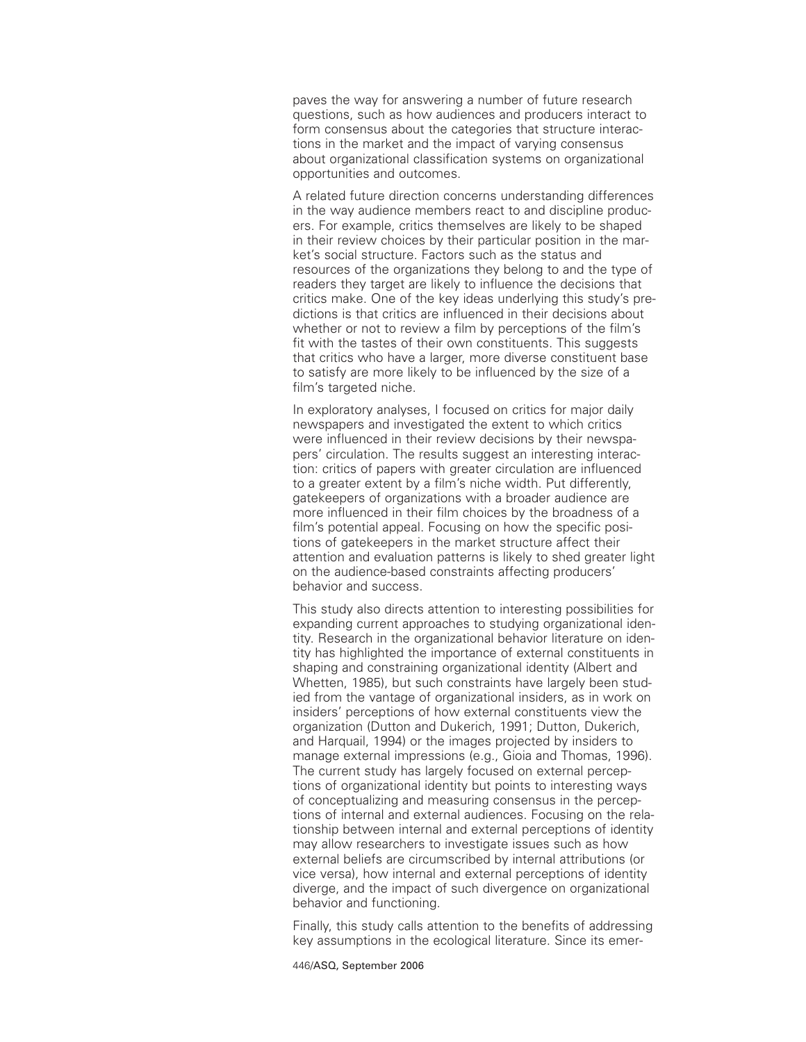paves the way for answering a number of future research questions, such as how audiences and producers interact to form consensus about the categories that structure interactions in the market and the impact of varying consensus about organizational classification systems on organizational opportunities and outcomes.

A related future direction concerns understanding differences in the way audience members react to and discipline producers. For example, critics themselves are likely to be shaped in their review choices by their particular position in the market's social structure. Factors such as the status and resources of the organizations they belong to and the type of readers they target are likely to influence the decisions that critics make. One of the key ideas underlying this study's predictions is that critics are influenced in their decisions about whether or not to review a film by perceptions of the film's fit with the tastes of their own constituents. This suggests that critics who have a larger, more diverse constituent base to satisfy are more likely to be influenced by the size of a film's targeted niche.

In exploratory analyses, I focused on critics for major daily newspapers and investigated the extent to which critics were influenced in their review decisions by their newspapers' circulation. The results suggest an interesting interaction: critics of papers with greater circulation are influenced to a greater extent by a film's niche width. Put differently, gatekeepers of organizations with a broader audience are more influenced in their film choices by the broadness of a film's potential appeal. Focusing on how the specific positions of gatekeepers in the market structure affect their attention and evaluation patterns is likely to shed greater light on the audience-based constraints affecting producers' behavior and success.

This study also directs attention to interesting possibilities for expanding current approaches to studying organizational identity. Research in the organizational behavior literature on identity has highlighted the importance of external constituents in shaping and constraining organizational identity (Albert and Whetten, 1985), but such constraints have largely been studied from the vantage of organizational insiders, as in work on insiders' perceptions of how external constituents view the organization (Dutton and Dukerich, 1991; Dutton, Dukerich, and Harquail, 1994) or the images projected by insiders to manage external impressions (e.g., Gioia and Thomas, 1996). The current study has largely focused on external perceptions of organizational identity but points to interesting ways of conceptualizing and measuring consensus in the perceptions of internal and external audiences. Focusing on the relationship between internal and external perceptions of identity may allow researchers to investigate issues such as how external beliefs are circumscribed by internal attributions (or vice versa), how internal and external perceptions of identity diverge, and the impact of such divergence on organizational behavior and functioning.

Finally, this study calls attention to the benefits of addressing key assumptions in the ecological literature. Since its emer-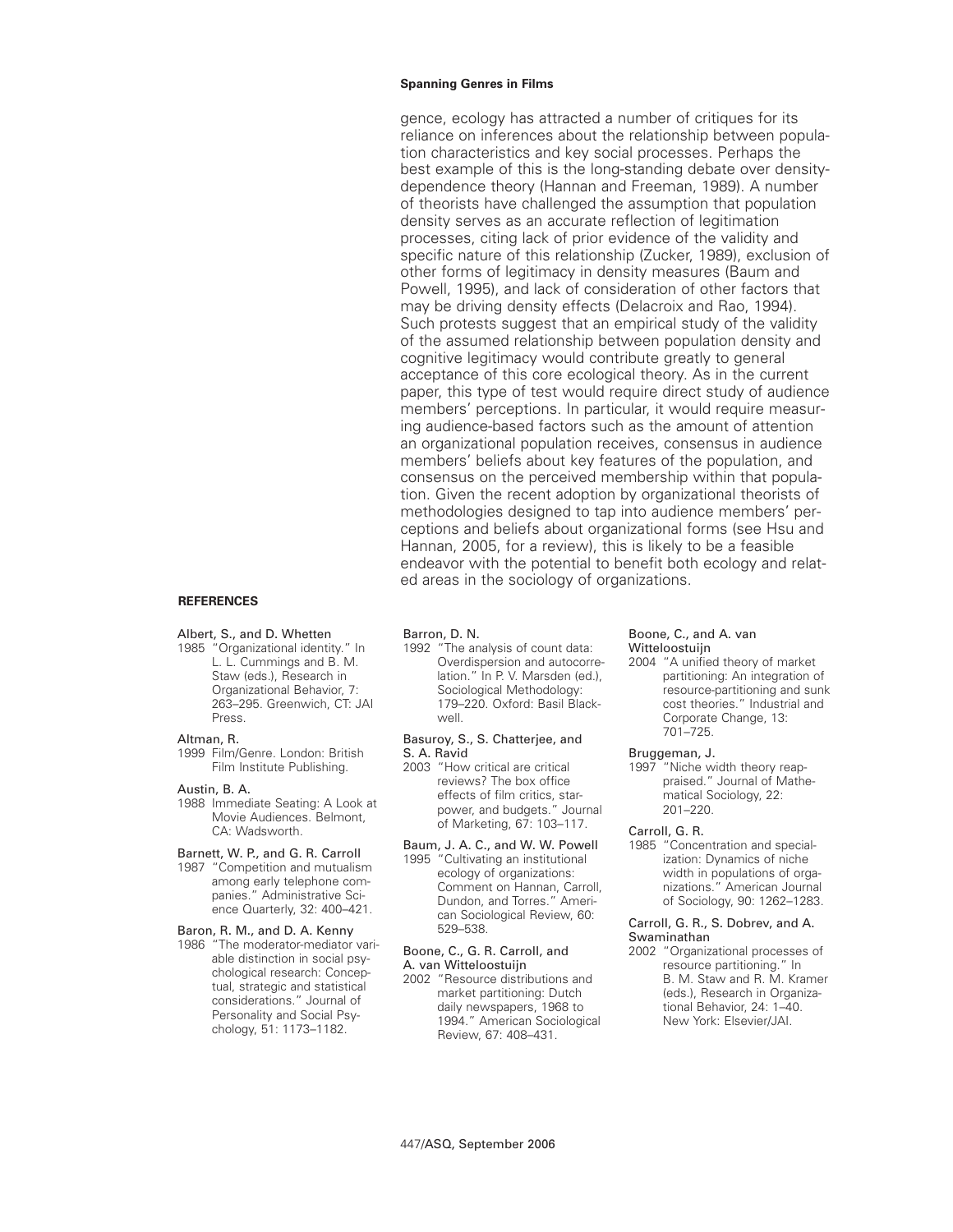gence, ecology has attracted a number of critiques for its reliance on inferences about the relationship between population characteristics and key social processes. Perhaps the best example of this is the long-standing debate over density-dependence theory (Hannan and Freeman, 1989). A number of theorists have challenged the assumption that population density serves as an accurate reflection of legitimation processes, citing lack of prior evidence of the validity and specific nature of this relationship (Zucker, 1989), exclusion of other forms of legitimacy in density measures (Baum and Powell, 1995), and lack of consideration of other factors that may be driving density effects (Delacroix and Rao, 1994). Such protests suggest that an empirical study of the validity of the assumed relationship between population density and cognitive legitimacy would contribute greatly to general acceptance of this core ecological theory. As in the current paper, this type of test would require direct study of audience members' perceptions. In particular, it would require measuring audience-based factors such as the amount of attention an organizational population receives, consensus in audience members' beliefs about key features of the population, and consensus on the perceived membership within that population. Given the recent adoption by organizational theorists of methodologies designed to tap into audience members' perceptions and beliefs about organizational forms (see Hsu and Hannan, 2005, for a review), this is likely to be a feasible endeavor with the potential to benefit both ecology and related areas in the sociology of organizations.

## REFERENCES

Albert, S., and D. Whetten
1985 "Organizational identity." In L. L. Cummings and B. M. Staw (eds.), Research in Organizational Behavior, 7: 263–295. Greenwich, CT: JAI Press.

Altman, R.
1999 Film/Genre. London: British Film Institute Publishing.

Austin, B. A.
1988 Immediate Seating: A Look at Movie Audiences. Belmont, CA: Wadsworth.

Barnett, W. P., and G. R. Carroll
1987 "Competition and mutualism among early telephone companies." Administrative Science Quarterly, 32: 400–421.

Baron, R. M., and D. A. Kenny
1986 "The moderator-mediator variable distinction in social psychological research: Conceptual, strategic and statistical considerations." Journal of Personality and Social Psychology, 51: 1173–1182.

Barron, D. N.
1992 "The analysis of count data: Overdispersion and autocorrelation." In P. V. Marsden (ed.), Sociological Methodology: 179–220. Oxford: Basil Blackwell.

Basuroy, S., S. Chatterjee, and S. A. Ravid
2003 "How critical are critical reviews? The box office effects of film critics, star-power, and budgets." Journal of Marketing, 67: 103–117.

Baum, J. A. C., and W. W. Powell
1995 "Cultivating an institutional ecology of organizations: Comment on Hannan, Carroll, Dundon, and Torres." American Sociological Review, 60: 529–538.

Boone, C., G. R. Carroll, and A. van Witteloostuijn
2002 "Resource distributions and market partitioning: Dutch daily newspapers, 1968 to 1994." American Sociological Review, 67: 408–431.

Boone, C., and A. van Witteloostuijn
2004 "A unified theory of market partitioning: An integration of resource-partitioning and sunk cost theories." Industrial and Corporate Change, 13: 701–725.

Bruggeman, J.
1997 "Niche width theory reappraised." Journal of Mathematical Sociology, 22: 201–220.

Carroll, G. R.
1985 "Concentration and specialization: Dynamics of niche width in populations of organizations." American Journal of Sociology, 90: 1262–1283.

Carroll, G. R., S. Dobrev, and A. Swaminathan
2002 "Organizational processes of resource partitioning." In B. M. Staw and R. M. Kramer (eds.), Research in Organizational Behavior, 24: 1–40. New York: Elsevier/JAI.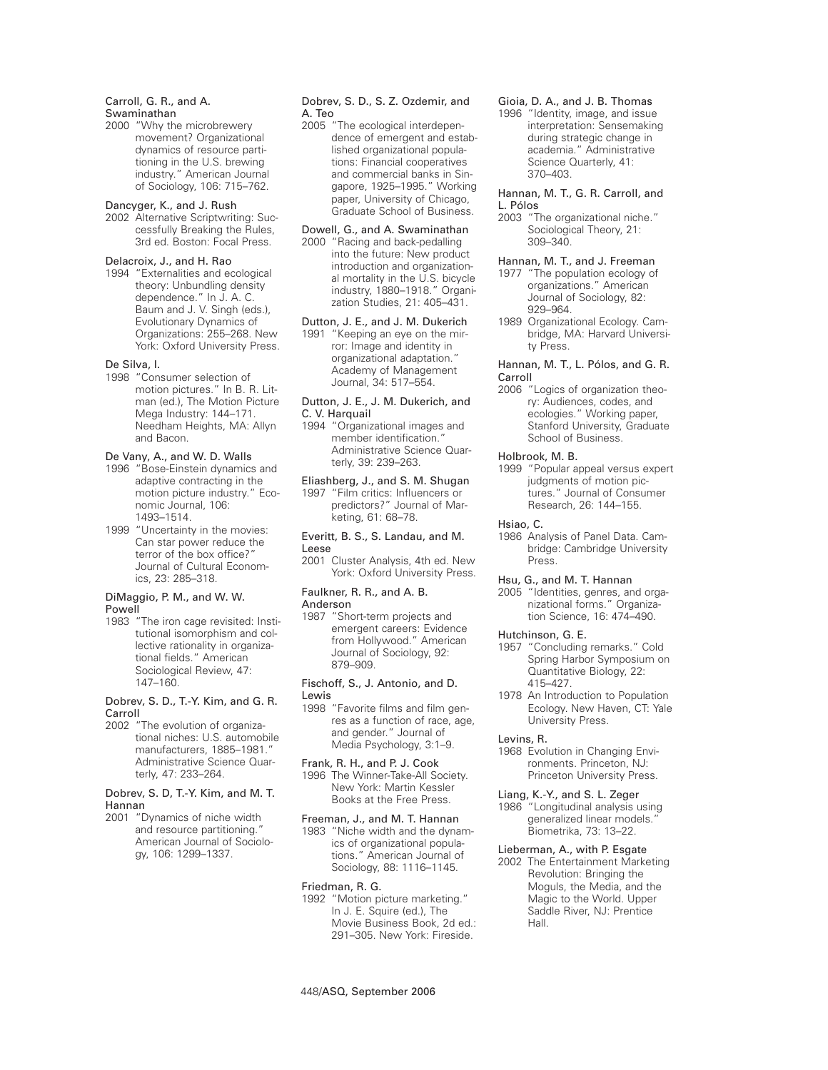Carroll, G. R., and A. Swaminathan

2000 "Why the microbrewery movement? Organizational dynamics of resource partitioning in the U.S. brewing industry." American Journal of Sociology, 106: 715–762.

Dancyger, K., and J. Rush

2002 Alternative Scriptwriting: Successfully Breaking the Rules, 3rd ed. Boston: Focal Press.

Delacroix, J., and H. Rao

1994 "Externalities and ecological theory: Unbundling density dependence." In J. A. C. Baum and J. V. Singh (eds.), Evolutionary Dynamics of Organizations: 255–268. New York: Oxford University Press.

De Silva, I.

1998 "Consumer selection of motion pictures." In B. R. Litman (ed.), The Motion Picture Mega Industry: 144–171. Needham Heights, MA: Allyn and Bacon.

De Vany, A., and W. D. Walls

1996 "Bose-Einstein dynamics and adaptive contracting in the motion picture industry." Economic Journal, 106: 1493–1514.

1999 "Uncertainty in the movies: Can star power reduce the terror of the box office?" Journal of Cultural Economics, 23: 285–318.

DiMaggio, P. M., and W. W. Powell

1983 "The iron cage revisited: Institutional isomorphism and collective rationality in organizational fields." American Sociological Review, 47: 147–160.

Dobrev, S. D., T.-Y. Kim, and G. R. Carroll

2002 "The evolution of organizational niches: U.S. automobile manufacturers, 1885–1981." Administrative Science Quarterly, 47: 233–264.

Dobrev, S. D, T.-Y. Kim, and M. T. Hannan

2001 "Dynamics of niche width and resource partitioning." American Journal of Sociology, 106: 1299–1337.

Dobrev, S. D., S. Z. Ozdemir, and A. Teo

2005 "The ecological interdependence of emergent and established organizational populations: Financial cooperatives and commercial banks in Singapore, 1925–1995." Working paper, University of Chicago, Graduate School of Business.

Dowell, G., and A. Swaminathan

2000 "Racing and back-pedalling into the future: New product introduction and organizational mortality in the U.S. bicycle industry, 1880–1918." Organization Studies, 21: 405–431.

Dutton, J. E., and J. M. Dukerich

1991 "Keeping an eye on the mirror: Image and identity in organizational adaptation." Academy of Management Journal, 34: 517–554.

Dutton, J. E., J. M. Dukerich, and C. V. Harquail

1994 "Organizational images and member identification." Administrative Science Quarterly, 39: 239–263.

Eliashberg, J., and S. M. Shugan

1997 "Film critics: Influencers or predictors?" Journal of Marketing, 61: 68–78.

Everitt, B. S., S. Landau, and M. Leese

2001 Cluster Analysis, 4th ed. New York: Oxford University Press.

Faulkner, R. R., and A. B. Anderson

1987 "Short-term projects and emergent careers: Evidence from Hollywood." American Journal of Sociology, 92: 879–909.

Fischoff, S., J. Antonio, and D. Lewis

1998 "Favorite films and film genres as a function of race, age, and gender." Journal of Media Psychology, 3:1–9.

Frank, R. H., and P. J. Cook

1996 The Winner-Take-All Society. New York: Martin Kessler Books at the Free Press.

Freeman, J., and M. T. Hannan

1983 "Niche width and the dynamics of organizational populations." American Journal of Sociology, 88: 1116–1145.

Friedman, R. G.

1992 "Motion picture marketing." In J. E. Squire (ed.), The Movie Business Book, 2d ed.: 291–305. New York: Fireside.

Gioia, D. A., and J. B. Thomas

1996 "Identity, image, and issue interpretation: Sensemaking during strategic change in academia." Administrative Science Quarterly, 41: 370–403.

Hannan, M. T., G. R. Carroll, and L. Pólos

2003 "The organizational niche." Sociological Theory, 21: 309–340.

Hannan, M. T., and J. Freeman

1977 "The population ecology of organizations." American Journal of Sociology, 82: 929–964.

1989 Organizational Ecology. Cambridge, MA: Harvard University Press.

Hannan, M. T., L. Pólos, and G. R. Carroll

2006 "Logics of organization theory: Audiences, codes, and ecologies." Working paper, Stanford University, Graduate School of Business.

Holbrook, M. B.

1999 "Popular appeal versus expert judgments of motion pictures." Journal of Consumer Research, 26: 144–155.

Hsiao, C.

1986 Analysis of Panel Data. Cambridge: Cambridge University Press.

Hsu, G., and M. T. Hannan

2005 "Identities, genres, and organizational forms." Organization Science, 16: 474–490.

Hutchinson, G. E.

1957 "Concluding remarks." Cold Spring Harbor Symposium on Quantitative Biology, 22: 415–427.

1978 An Introduction to Population Ecology. New Haven, CT: Yale University Press.

Levins, R.

1968 Evolution in Changing Environments. Princeton, NJ: Princeton University Press.

Liang, K.-Y., and S. L. Zeger

1986 "Longitudinal analysis using generalized linear models." Biometrika, 73: 13–22.

Lieberman, A., with P. Esgate

2002 The Entertainment Marketing Revolution: Bringing the Moguls, the Media, and the Magic to the World. Upper Saddle River, NJ: Prentice Hall.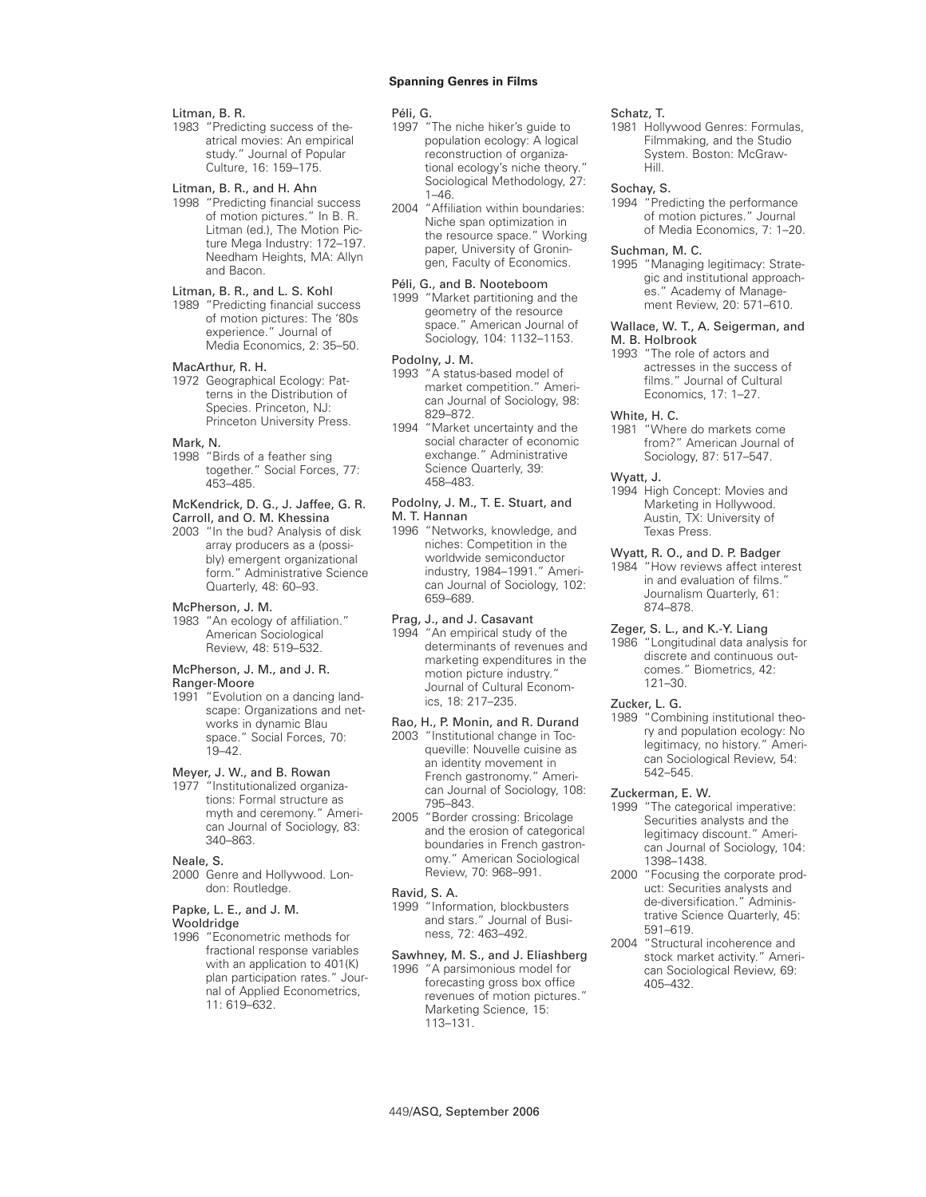Litman, B. R.
1983 "Predicting success of theatrical movies: An empirical study." Journal of Popular Culture, 16: 159–175.

Litman, B. R., and H. Ahn
1998 "Predicting financial success of motion pictures." In B. R. Litman (ed.), The Motion Picture Mega Industry: 172–197. Needham Heights, MA: Allyn and Bacon.

Litman, B. R., and L. S. Kohl
1989 "Predicting financial success of motion pictures: The '80s experience." Journal of Media Economics, 2: 35–50.

MacArthur, R. H.
1972 Geographical Ecology: Patterns in the Distribution of Species. Princeton, NJ: Princeton University Press.

Mark, N.
1998 "Birds of a feather sing together." Social Forces, 77: 453–485.

McKendrick, D. G., J. Jaffee, G. R. Carroll, and O. M. Khessina
2003 "In the bud? Analysis of disk array producers as a (possibly) emergent organizational form." Administrative Science Quarterly, 48: 60–93.

McPherson, J. M.
1983 "An ecology of affiliation." American Sociological Review, 48: 519–532.

McPherson, J. M., and J. R. Ranger-Moore
1991 "Evolution on a dancing landscape: Organizations and networks in dynamic Blau space." Social Forces, 70: 19–42.

Meyer, J. W., and B. Rowan
1977 "Institutionalized organizations: Formal structure as myth and ceremony." American Journal of Sociology, 83: 340–863.

Neale, S.
2000 Genre and Hollywood. London: Routledge.

Papke, L. E., and J. M. Wooldridge
1996 "Econometric methods for fractional response variables with an application to 401(K) plan participation rates." Journal of Applied Econometrics, 11: 619–632.

Péli, G.
1997 "The niche hiker's guide to population ecology: A logical reconstruction of organizational ecology's niche theory." Sociological Methodology, 27: 1–46.
2004 "Affiliation within boundaries: Niche span optimization in the resource space." Working paper, University of Groningen, Faculty of Economics.

Péli, G., and B. Nooteboom
1999 "Market partitioning and the geometry of the resource space." American Journal of Sociology, 104: 1132–1153.

Podolny, J. M.
1993 "A status-based model of market competition." American Journal of Sociology, 98: 829–872.
1994 "Market uncertainty and the social character of economic exchange." Administrative Science Quarterly, 39: 458–483.

Podolny, J. M., T. E. Stuart, and M. T. Hannan
1996 "Networks, knowledge, and niches: Competition in the worldwide semiconductor industry, 1984–1991." American Journal of Sociology, 102: 659–689.

Prag, J., and J. Casavant
1994 "An empirical study of the determinants of revenues and marketing expenditures in the motion picture industry." Journal of Cultural Economics, 18: 217–235.

Rao, H., P. Monin, and R. Durand
2003 "Institutional change in Tocqueville: Nouvelle cuisine as an identity movement in French gastronomy." American Journal of Sociology, 108: 795–843.
2005 "Border crossing: Bricolage and the erosion of categorical boundaries in French gastronomy." American Sociological Review, 70: 968–991.

Ravid, S. A.
1999 "Information, blockbusters and stars." Journal of Business, 72: 463–492.

Sawhney, M. S., and J. Eliashberg
1996 "A parsimonious model for forecasting gross box office revenues of motion pictures." Marketing Science, 15: 113–131.

Schatz, T.
1981 Hollywood Genres: Formulas, Filmmaking, and the Studio System. Boston: McGraw-Hill.

Sochay, S.
1994 "Predicting the performance of motion pictures." Journal of Media Economics, 7: 1–20.

Suchman, M. C.
1995 "Managing legitimacy: Strategic and institutional approaches." Academy of Management Review, 20: 571–610.

Wallace, W. T., A. Seigerman, and M. B. Holbrook
1993 "The role of actors and actresses in the success of films." Journal of Cultural Economics, 17: 1–27.

White, H. C.
1981 "Where do markets come from?" American Journal of Sociology, 87: 517–547.

Wyatt, J.
1994 High Concept: Movies and Marketing in Hollywood. Austin, TX: University of Texas Press.

Wyatt, R. O., and D. P. Badger
1984 "How reviews affect interest in and evaluation of films." Journalism Quarterly, 61: 874–878.

Zeger, S. L., and K.-Y. Liang
1986 "Longitudinal data analysis for discrete and continuous outcomes." Biometrics, 42: 121–30.

Zucker, L. G.
1989 "Combining institutional theory and population ecology: No legitimacy, no history." American Sociological Review, 54: 542–545.

Zuckerman, E. W.
1999 "The categorical imperative: Securities analysts and the legitimacy discount." American Journal of Sociology, 104: 1398–1438.
2000 "Focusing the corporate product: Securities analysts and de-diversification." Administrative Science Quarterly, 45: 591–619.
2004 "Structural incoherence and stock market activity." American Sociological Review, 69: 405–432.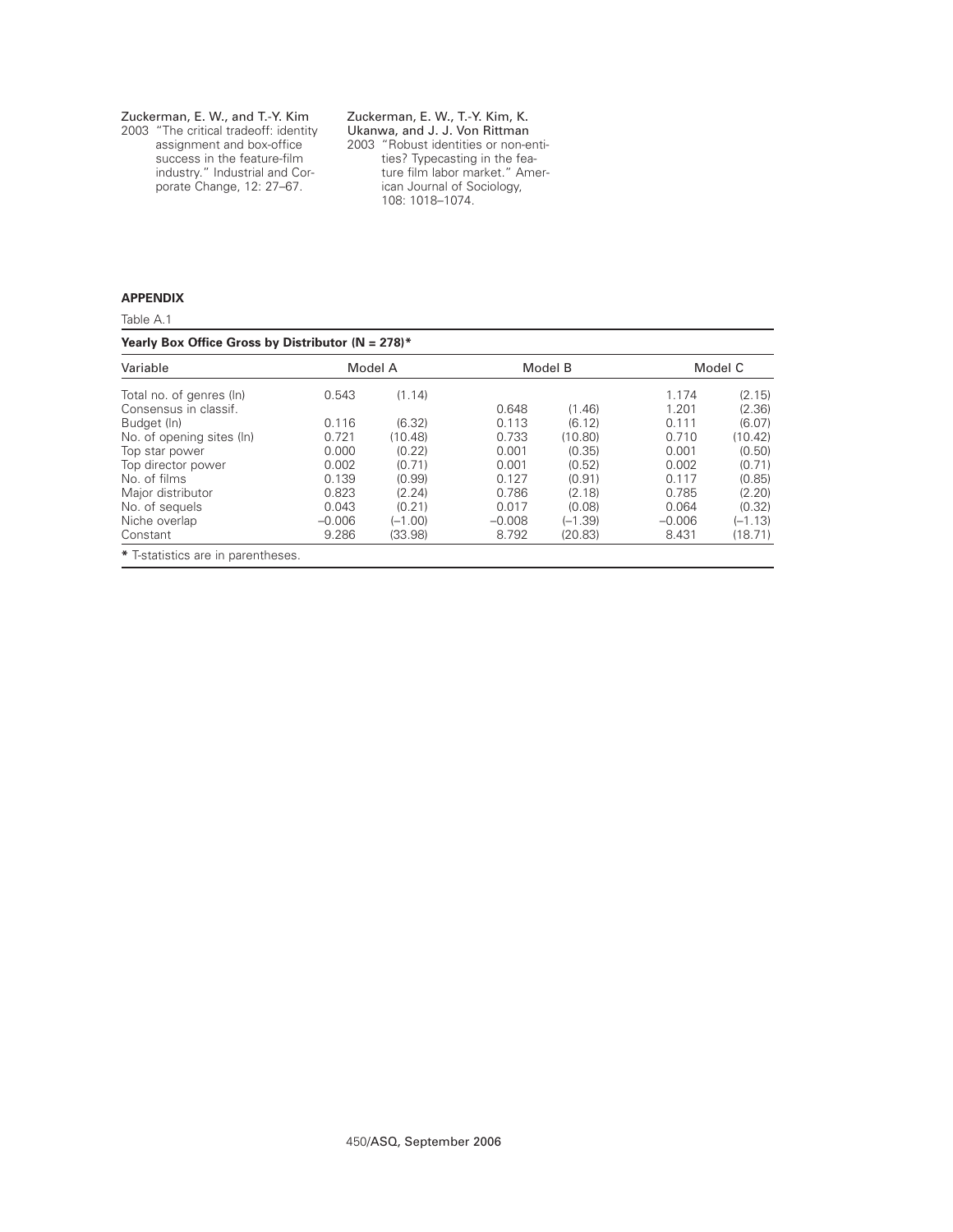Zuckerman, E. W., and T.-Y. Kim
2003 "The critical tradeoff: identity assignment and box-office success in the feature-film industry." Industrial and Corporate Change, 12: 27–67.

Zuckerman, E. W., T.-Y. Kim, K. Ukanwa, and J. J. Von Rittman
2003 "Robust identities or non-entities? Typecasting in the feature film labor market." American Journal of Sociology, 108: 1018–1074.

## APPENDIX

Table A.1

**Yearly Box Office Gross by Distributor (N = 278)***

| Variable | Model A | | Model B | | Model C | |
|---|---|---|---|---|---|---|
| Total no. of genres (ln) | 0.543 | (1.14) | | | 1.174 | (2.15) |
| Consensus in classif. | | | 0.648 | (1.46) | 1.201 | (2.36) |
| Budget (ln) | 0.116 | (6.32) | 0.113 | (6.12) | 0.111 | (6.07) |
| No. of opening sites (ln) | 0.721 | (10.48) | 0.733 | (10.80) | 0.710 | (10.42) |
| Top star power | 0.000 | (0.22) | 0.001 | (0.35) | 0.001 | (0.50) |
| Top director power | 0.002 | (0.71) | 0.001 | (0.52) | 0.002 | (0.71) |
| No. of films | 0.139 | (0.99) | 0.127 | (0.91) | 0.117 | (0.85) |
| Major distributor | 0.823 | (2.24) | 0.786 | (2.18) | 0.785 | (2.20) |
| No. of sequels | 0.043 | (0.21) | 0.017 | (0.08) | 0.064 | (0.32) |
| Niche overlap | –0.006 | (–1.00) | –0.008 | (–1.39) | –0.006 | (–1.13) |
| Constant | 9.286 | (33.98) | 8.792 | (20.83) | 8.431 | (18.71) |

* T-statistics are in parentheses.